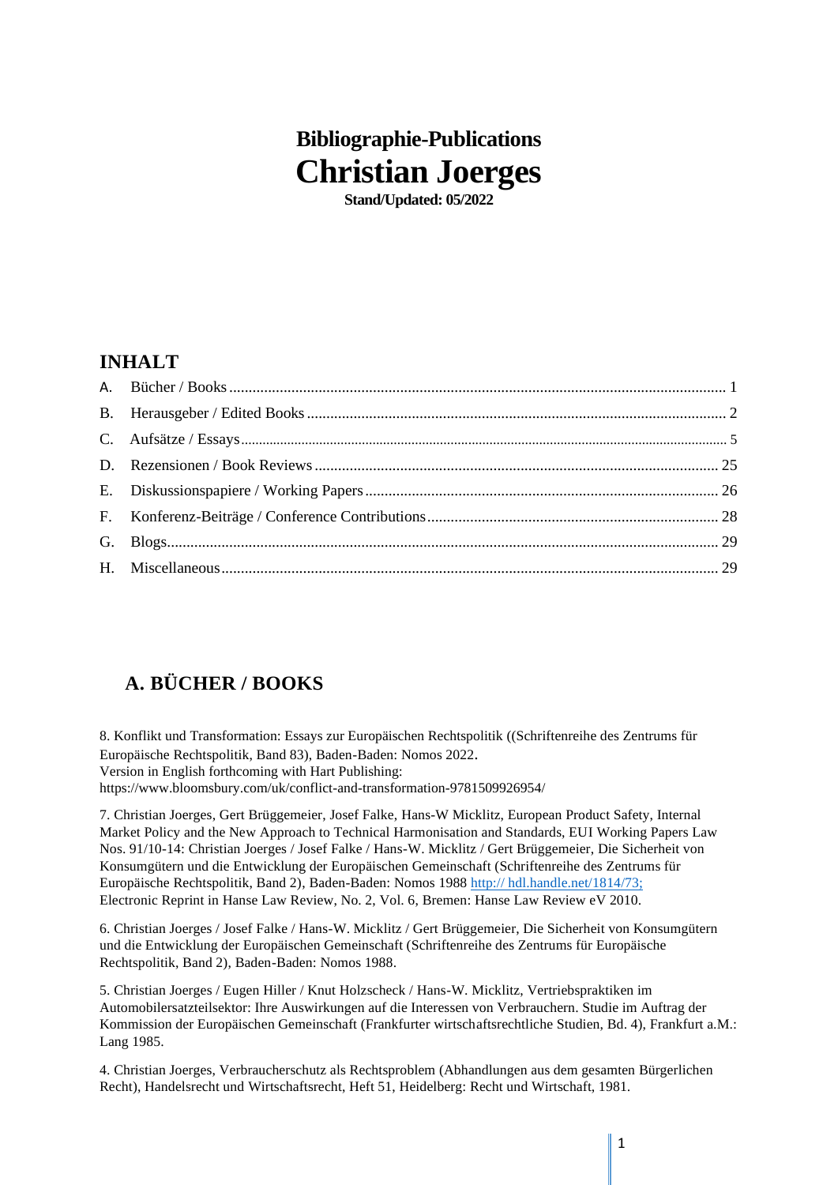# Bibliographie-Publications
# Christian Joerges

**Stand/Updated: 05/2022**

## INHALT

A. Bücher / Books ........ 1
B. Herausgeber / Edited Books ........ 2
C. Aufsätze / Essays ........ 5
D. Rezensionen / Book Reviews ........ 25
E. Diskussionspapiere / Working Papers ........ 26
F. Konferenz-Beiträge / Conference Contributions ........ 28
G. Blogs ........ 29
H. Miscellaneous ........ 29

## A. BÜCHER / BOOKS

8. Konflikt und Transformation: Essays zur Europäischen Rechtspolitik ((Schriftenreihe des Zentrums für Europäische Rechtspolitik, Band 83), Baden-Baden: Nomos 2022.
Version in English forthcoming with Hart Publishing:
https://www.bloomsbury.com/uk/conflict-and-transformation-9781509926954/

7. Christian Joerges, Gert Brüggemeier, Josef Falke, Hans-W Micklitz, European Product Safety, Internal Market Policy and the New Approach to Technical Harmonisation and Standards, EUI Working Papers Law Nos. 91/10-14: Christian Joerges / Josef Falke / Hans-W. Micklitz / Gert Brüggemeier, Die Sicherheit von Konsumgütern und die Entwicklung der Europäischen Gemeinschaft (Schriftenreihe des Zentrums für Europäische Rechtspolitik, Band 2), Baden-Baden: Nomos 1988 http:// hdl.handle.net/1814/73; Electronic Reprint in Hanse Law Review, No. 2, Vol. 6, Bremen: Hanse Law Review eV 2010.

6. Christian Joerges / Josef Falke / Hans-W. Micklitz / Gert Brüggemeier, Die Sicherheit von Konsumgütern und die Entwicklung der Europäischen Gemeinschaft (Schriftenreihe des Zentrums für Europäische Rechtspolitik, Band 2), Baden-Baden: Nomos 1988.

5. Christian Joerges / Eugen Hiller / Knut Holzscheck / Hans-W. Micklitz, Vertriebspraktiken im Automobilersatzteilsektor: Ihre Auswirkungen auf die Interessen von Verbrauchern. Studie im Auftrag der Kommission der Europäischen Gemeinschaft (Frankfurter wirtschaftsrechtliche Studien, Bd. 4), Frankfurt a.M.: Lang 1985.

4. Christian Joerges, Verbraucherschutz als Rechtsproblem (Abhandlungen aus dem gesamten Bürgerlichen Recht), Handelsrecht und Wirtschaftsrecht, Heft 51, Heidelberg: Recht und Wirtschaft, 1981.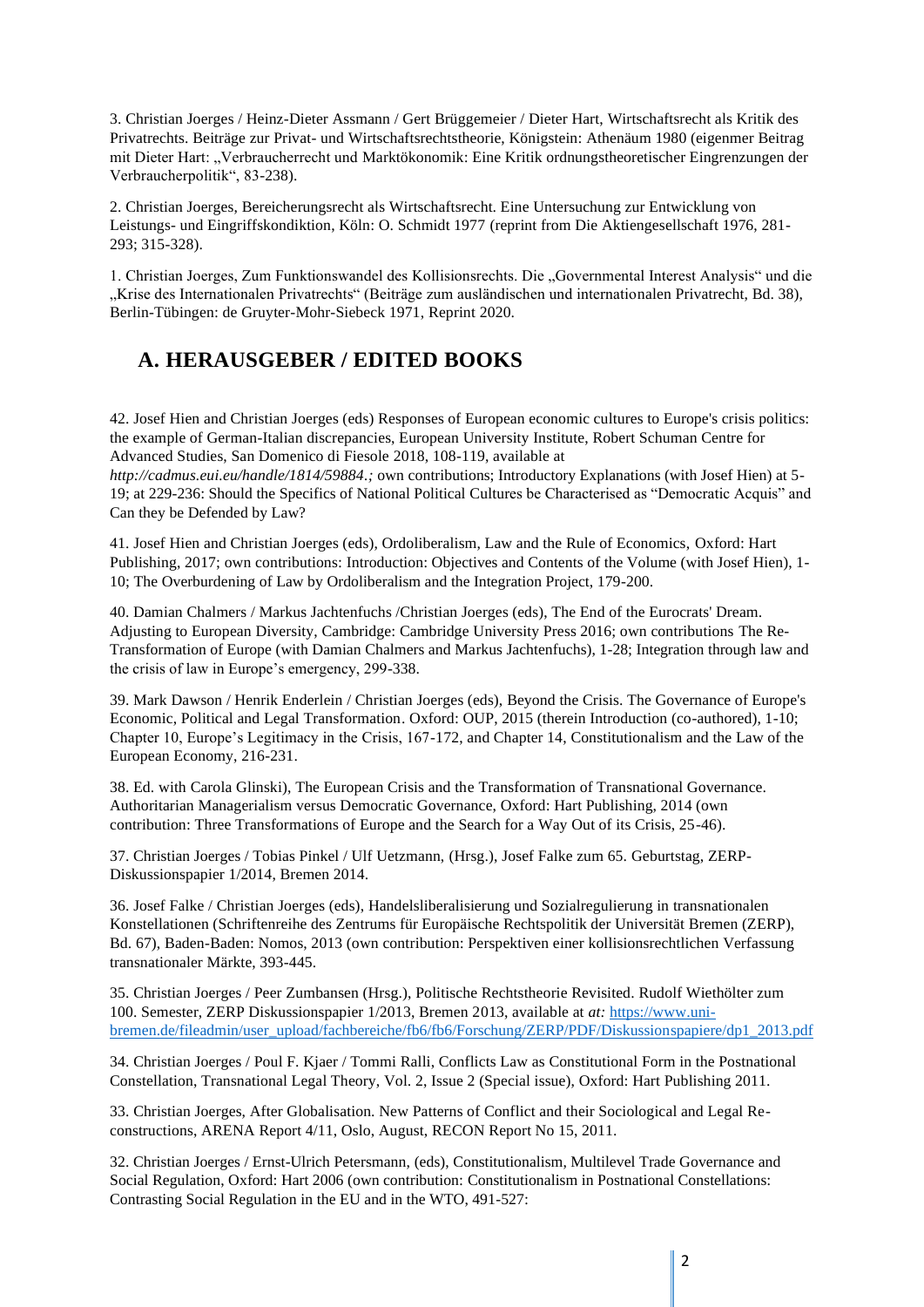3. Christian Joerges / Heinz-Dieter Assmann / Gert Brüggemeier / Dieter Hart, Wirtschaftsrecht als Kritik des Privatrechts. Beiträge zur Privat- und Wirtschaftsrechtstheorie, Königstein: Athenäum 1980 (eigenmer Beitrag mit Dieter Hart: „Verbraucherrecht und Marktökonomik: Eine Kritik ordnungstheoretischer Eingrenzungen der Verbraucherpolitik", 83-238).

2. Christian Joerges, Bereicherungsrecht als Wirtschaftsrecht. Eine Untersuchung zur Entwicklung von Leistungs- und Eingriffskondiktion, Köln: O. Schmidt 1977 (reprint from Die Aktiengesellschaft 1976, 281-293; 315-328).

1. Christian Joerges, Zum Funktionswandel des Kollisionsrechts. Die „Governmental Interest Analysis" und die „Krise des Internationalen Privatrechts" (Beiträge zum ausländischen und internationalen Privatrecht, Bd. 38), Berlin-Tübingen: de Gruyter-Mohr-Siebeck 1971, Reprint 2020.

## A. HERAUSGEBER / EDITED BOOKS

42. Josef Hien and Christian Joerges (eds) Responses of European economic cultures to Europe's crisis politics: the example of German-Italian discrepancies, European University Institute, Robert Schuman Centre for Advanced Studies, San Domenico di Fiesole 2018, 108-119, available at *http://cadmus.eui.eu/handle/1814/59884.;* own contributions; Introductory Explanations (with Josef Hien) at 5-19; at 229-236: Should the Specifics of National Political Cultures be Characterised as "Democratic Acquis" and Can they be Defended by Law?

41. Josef Hien and Christian Joerges (eds), Ordoliberalism, Law and the Rule of Economics, Oxford: Hart Publishing, 2017; own contributions: Introduction: Objectives and Contents of the Volume (with Josef Hien), 1-10; The Overburdening of Law by Ordoliberalism and the Integration Project, 179-200.

40. Damian Chalmers / Markus Jachtenfuchs /Christian Joerges (eds), The End of the Eurocrats' Dream. Adjusting to European Diversity, Cambridge: Cambridge University Press 2016; own contributions The Re-Transformation of Europe (with Damian Chalmers and Markus Jachtenfuchs), 1-28; Integration through law and the crisis of law in Europe's emergency, 299-338.

39. Mark Dawson / Henrik Enderlein / Christian Joerges (eds), Beyond the Crisis. The Governance of Europe's Economic, Political and Legal Transformation. Oxford: OUP, 2015 (therein Introduction (co-authored), 1-10; Chapter 10, Europe's Legitimacy in the Crisis, 167-172, and Chapter 14, Constitutionalism and the Law of the European Economy, 216-231.

38. Ed. with Carola Glinski), The European Crisis and the Transformation of Transnational Governance. Authoritarian Managerialism versus Democratic Governance, Oxford: Hart Publishing, 2014 (own contribution: Three Transformations of Europe and the Search for a Way Out of its Crisis, 25-46).

37. Christian Joerges / Tobias Pinkel / Ulf Uetzmann, (Hrsg.), Josef Falke zum 65. Geburtstag, ZERP-Diskussionspapier 1/2014, Bremen 2014.

36. Josef Falke / Christian Joerges (eds), Handelsliberalisierung und Sozialregulierung in transnationalen Konstellationen (Schriftenreihe des Zentrums für Europäische Rechtspolitik der Universität Bremen (ZERP), Bd. 67), Baden-Baden: Nomos, 2013 (own contribution: Perspektiven einer kollisionsrechtlichen Verfassung transnationaler Märkte, 393-445.

35. Christian Joerges / Peer Zumbansen (Hrsg.), Politische Rechtstheorie Revisited. Rudolf Wiethölter zum 100. Semester, ZERP Diskussionspapier 1/2013, Bremen 2013, available at *at:* https://www.uni-bremen.de/fileadmin/user_upload/fachbereiche/fb6/fb6/Forschung/ZERP/PDF/Diskussionspapiere/dp1_2013.pdf

34. Christian Joerges / Poul F. Kjaer / Tommi Ralli, Conflicts Law as Constitutional Form in the Postnational Constellation, Transnational Legal Theory, Vol. 2, Issue 2 (Special issue), Oxford: Hart Publishing 2011.

33. Christian Joerges, After Globalisation. New Patterns of Conflict and their Sociological and Legal Re-constructions, ARENA Report 4/11, Oslo, August, RECON Report No 15, 2011.

32. Christian Joerges / Ernst-Ulrich Petersmann, (eds), Constitutionalism, Multilevel Trade Governance and Social Regulation, Oxford: Hart 2006 (own contribution: Constitutionalism in Postnational Constellations: Contrasting Social Regulation in the EU and in the WTO, 491-527: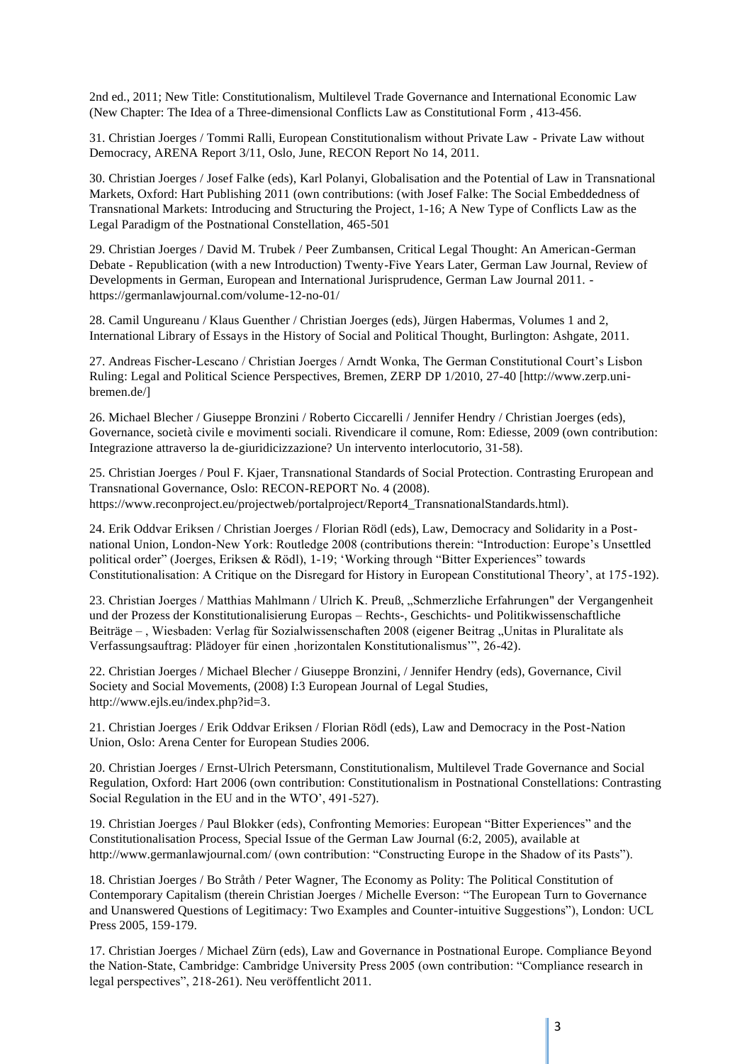2nd ed., 2011; New Title: Constitutionalism, Multilevel Trade Governance and International Economic Law (New Chapter: The Idea of a Three-dimensional Conflicts Law as Constitutional Form , 413-456.

31. Christian Joerges / Tommi Ralli, European Constitutionalism without Private Law - Private Law without Democracy, ARENA Report 3/11, Oslo, June, RECON Report No 14, 2011.

30. Christian Joerges / Josef Falke (eds), Karl Polanyi, Globalisation and the Potential of Law in Transnational Markets, Oxford: Hart Publishing 2011 (own contributions: (with Josef Falke: The Social Embeddedness of Transnational Markets: Introducing and Structuring the Project, 1-16; A New Type of Conflicts Law as the Legal Paradigm of the Postnational Constellation, 465-501

29. Christian Joerges / David M. Trubek / Peer Zumbansen, Critical Legal Thought: An American-German Debate - Republication (with a new Introduction) Twenty-Five Years Later, German Law Journal, Review of Developments in German, European and International Jurisprudence, German Law Journal 2011. - https://germanlawjournal.com/volume-12-no-01/

28. Camil Ungureanu / Klaus Guenther / Christian Joerges (eds), Jürgen Habermas, Volumes 1 and 2, International Library of Essays in the History of Social and Political Thought, Burlington: Ashgate, 2011.

27. Andreas Fischer-Lescano / Christian Joerges / Arndt Wonka, The German Constitutional Court's Lisbon Ruling: Legal and Political Science Perspectives, Bremen, ZERP DP 1/2010, 27-40 [http://www.zerp.uni-bremen.de/]

26. Michael Blecher / Giuseppe Bronzini / Roberto Ciccarelli / Jennifer Hendry / Christian Joerges (eds), Governance, società civile e movimenti sociali. Rivendicare il comune, Rom: Ediesse, 2009 (own contribution: Integrazione attraverso la de-giuridicizzazione? Un intervento interlocutorio, 31-58).

25. Christian Joerges / Poul F. Kjaer, Transnational Standards of Social Protection. Contrasting Eruropean and Transnational Governance, Oslo: RECON-REPORT No. 4 (2008). https://www.reconproject.eu/projectweb/portalproject/Report4_TransnationalStandards.html).

24. Erik Oddvar Eriksen / Christian Joerges / Florian Rödl (eds), Law, Democracy and Solidarity in a Post-national Union, London-New York: Routledge 2008 (contributions therein: "Introduction: Europe's Unsettled political order" (Joerges, Eriksen & Rödl), 1-19; 'Working through "Bitter Experiences" towards Constitutionalisation: A Critique on the Disregard for History in European Constitutional Theory', at 175-192).

23. Christian Joerges / Matthias Mahlmann / Ulrich K. Preuß, „Schmerzliche Erfahrungen" der Vergangenheit und der Prozess der Konstitutionalisierung Europas – Rechts-, Geschichts- und Politikwissenschaftliche Beiträge – , Wiesbaden: Verlag für Sozialwissenschaften 2008 (eigener Beitrag „Unitas in Pluralitate als Verfassungsauftrag: Plädoyer für einen ‚horizontalen Konstitutionalismus'", 26-42).

22. Christian Joerges / Michael Blecher / Giuseppe Bronzini, / Jennifer Hendry (eds), Governance, Civil Society and Social Movements, (2008) I:3 European Journal of Legal Studies, http://www.ejls.eu/index.php?id=3.

21. Christian Joerges / Erik Oddvar Eriksen / Florian Rödl (eds), Law and Democracy in the Post-Nation Union, Oslo: Arena Center for European Studies 2006.

20. Christian Joerges / Ernst-Ulrich Petersmann, Constitutionalism, Multilevel Trade Governance and Social Regulation, Oxford: Hart 2006 (own contribution: Constitutionalism in Postnational Constellations: Contrasting Social Regulation in the EU and in the WTO', 491-527).

19. Christian Joerges / Paul Blokker (eds), Confronting Memories: European "Bitter Experiences" and the Constitutionalisation Process, Special Issue of the German Law Journal (6:2, 2005), available at http://www.germanlawjournal.com/ (own contribution: "Constructing Europe in the Shadow of its Pasts").

18. Christian Joerges / Bo Stråth / Peter Wagner, The Economy as Polity: The Political Constitution of Contemporary Capitalism (therein Christian Joerges / Michelle Everson: "The European Turn to Governance and Unanswered Questions of Legitimacy: Two Examples and Counter-intuitive Suggestions"), London: UCL Press 2005, 159-179.

17. Christian Joerges / Michael Zürn (eds), Law and Governance in Postnational Europe. Compliance Beyond the Nation-State, Cambridge: Cambridge University Press 2005 (own contribution: "Compliance research in legal perspectives", 218-261). Neu veröffentlicht 2011.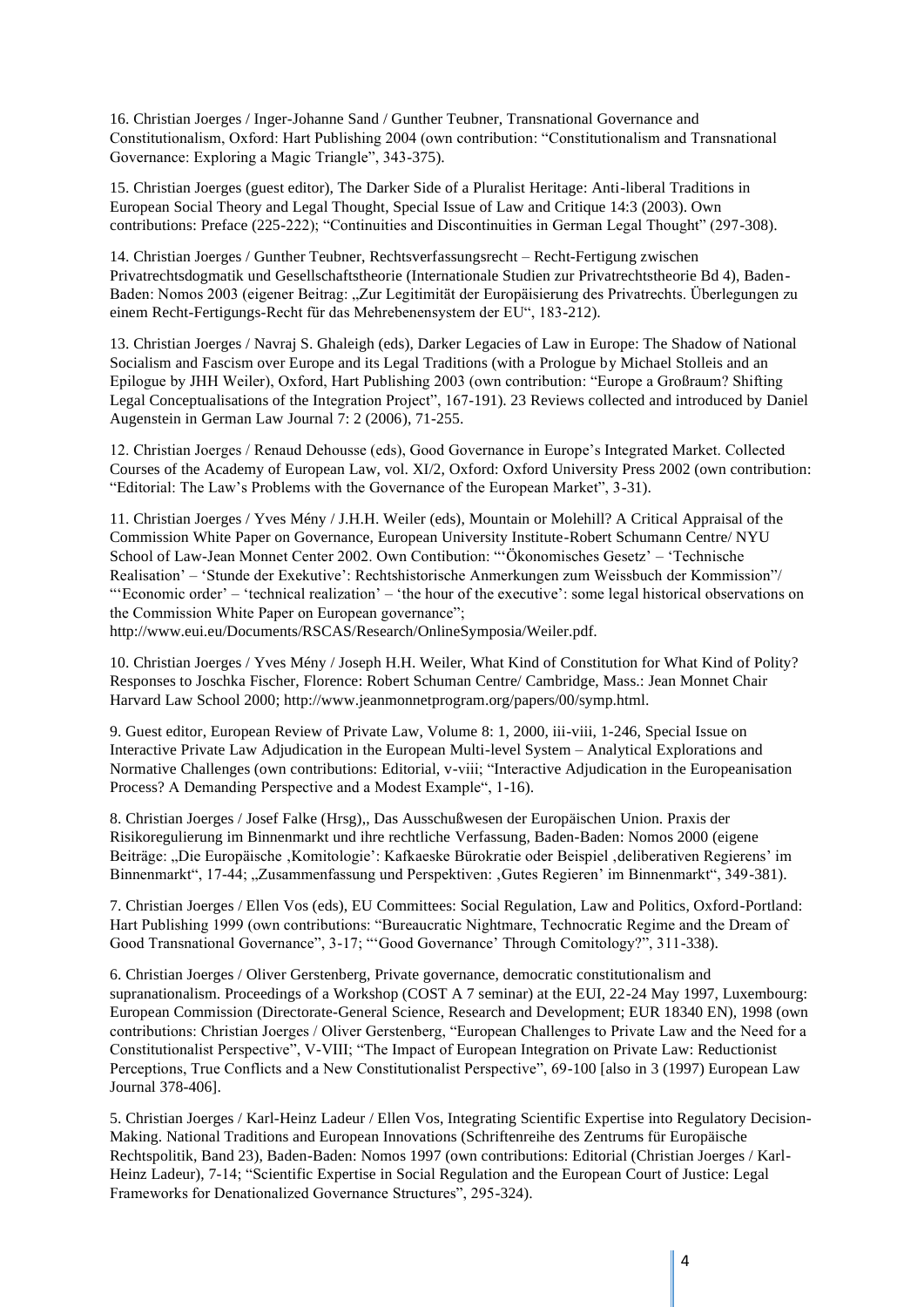16. Christian Joerges / Inger-Johanne Sand / Gunther Teubner, Transnational Governance and Constitutionalism, Oxford: Hart Publishing 2004 (own contribution: "Constitutionalism and Transnational Governance: Exploring a Magic Triangle", 343-375).

15. Christian Joerges (guest editor), The Darker Side of a Pluralist Heritage: Anti-liberal Traditions in European Social Theory and Legal Thought, Special Issue of Law and Critique 14:3 (2003). Own contributions: Preface (225-222); "Continuities and Discontinuities in German Legal Thought" (297-308).

14. Christian Joerges / Gunther Teubner, Rechtsverfassungsrecht – Recht-Fertigung zwischen Privatrechtsdogmatik und Gesellschaftstheorie (Internationale Studien zur Privatrechtstheorie Bd 4), Baden-Baden: Nomos 2003 (eigener Beitrag: „Zur Legitimität der Europäisierung des Privatrechts. Überlegungen zu einem Recht-Fertigungs-Recht für das Mehrebenensystem der EU", 183-212).

13. Christian Joerges / Navraj S. Ghaleigh (eds), Darker Legacies of Law in Europe: The Shadow of National Socialism and Fascism over Europe and its Legal Traditions (with a Prologue by Michael Stolleis and an Epilogue by JHH Weiler), Oxford, Hart Publishing 2003 (own contribution: "Europe a Großraum? Shifting Legal Conceptualisations of the Integration Project", 167-191). 23 Reviews collected and introduced by Daniel Augenstein in German Law Journal 7: 2 (2006), 71-255.

12. Christian Joerges / Renaud Dehousse (eds), Good Governance in Europe's Integrated Market. Collected Courses of the Academy of European Law, vol. XI/2, Oxford: Oxford University Press 2002 (own contribution: "Editorial: The Law's Problems with the Governance of the European Market", 3-31).

11. Christian Joerges / Yves Mény / J.H.H. Weiler (eds), Mountain or Molehill? A Critical Appraisal of the Commission White Paper on Governance, European University Institute-Robert Schumann Centre/ NYU School of Law-Jean Monnet Center 2002. Own Contibution: "'Ökonomisches Gesetz' – 'Technische Realisation' – 'Stunde der Exekutive': Rechtshistorische Anmerkungen zum Weissbuch der Kommission"/ "'Economic order' – 'technical realization' – 'the hour of the executive': some legal historical observations on the Commission White Paper on European governance"; http://www.eui.eu/Documents/RSCAS/Research/OnlineSymposia/Weiler.pdf.

10. Christian Joerges / Yves Mény / Joseph H.H. Weiler, What Kind of Constitution for What Kind of Polity? Responses to Joschka Fischer, Florence: Robert Schuman Centre/ Cambridge, Mass.: Jean Monnet Chair Harvard Law School 2000; http://www.jeanmonnetprogram.org/papers/00/symp.html.

9. Guest editor, European Review of Private Law, Volume 8: 1, 2000, iii-viii, 1-246, Special Issue on Interactive Private Law Adjudication in the European Multi-level System – Analytical Explorations and Normative Challenges (own contributions: Editorial, v-viii; "Interactive Adjudication in the Europeanisation Process? A Demanding Perspective and a Modest Example", 1-16).

8. Christian Joerges / Josef Falke (Hrsg),, Das Ausschußwesen der Europäischen Union. Praxis der Risikoregulierung im Binnenmarkt und ihre rechtliche Verfassung, Baden-Baden: Nomos 2000 (eigene Beiträge: „Die Europäische ‚Komitologie': Kafkaeske Bürokratie oder Beispiel ‚deliberativen Regierens' im Binnenmarkt", 17-44; „Zusammenfassung und Perspektiven: ‚Gutes Regieren' im Binnenmarkt", 349-381).

7. Christian Joerges / Ellen Vos (eds), EU Committees: Social Regulation, Law and Politics, Oxford-Portland: Hart Publishing 1999 (own contributions: "Bureaucratic Nightmare, Technocratic Regime and the Dream of Good Transnational Governance", 3-17; "'Good Governance' Through Comitology?", 311-338).

6. Christian Joerges / Oliver Gerstenberg, Private governance, democratic constitutionalism and supranationalism. Proceedings of a Workshop (COST A 7 seminar) at the EUI, 22-24 May 1997, Luxembourg: European Commission (Directorate-General Science, Research and Development; EUR 18340 EN), 1998 (own contributions: Christian Joerges / Oliver Gerstenberg, "European Challenges to Private Law and the Need for a Constitutionalist Perspective", V-VIII; "The Impact of European Integration on Private Law: Reductionist Perceptions, True Conflicts and a New Constitutionalist Perspective", 69-100 [also in 3 (1997) European Law Journal 378-406].

5. Christian Joerges / Karl-Heinz Ladeur / Ellen Vos, Integrating Scientific Expertise into Regulatory Decision-Making. National Traditions and European Innovations (Schriftenreihe des Zentrums für Europäische Rechtspolitik, Band 23), Baden-Baden: Nomos 1997 (own contributions: Editorial (Christian Joerges / Karl-Heinz Ladeur), 7-14; "Scientific Expertise in Social Regulation and the European Court of Justice: Legal Frameworks for Denationalized Governance Structures", 295-324).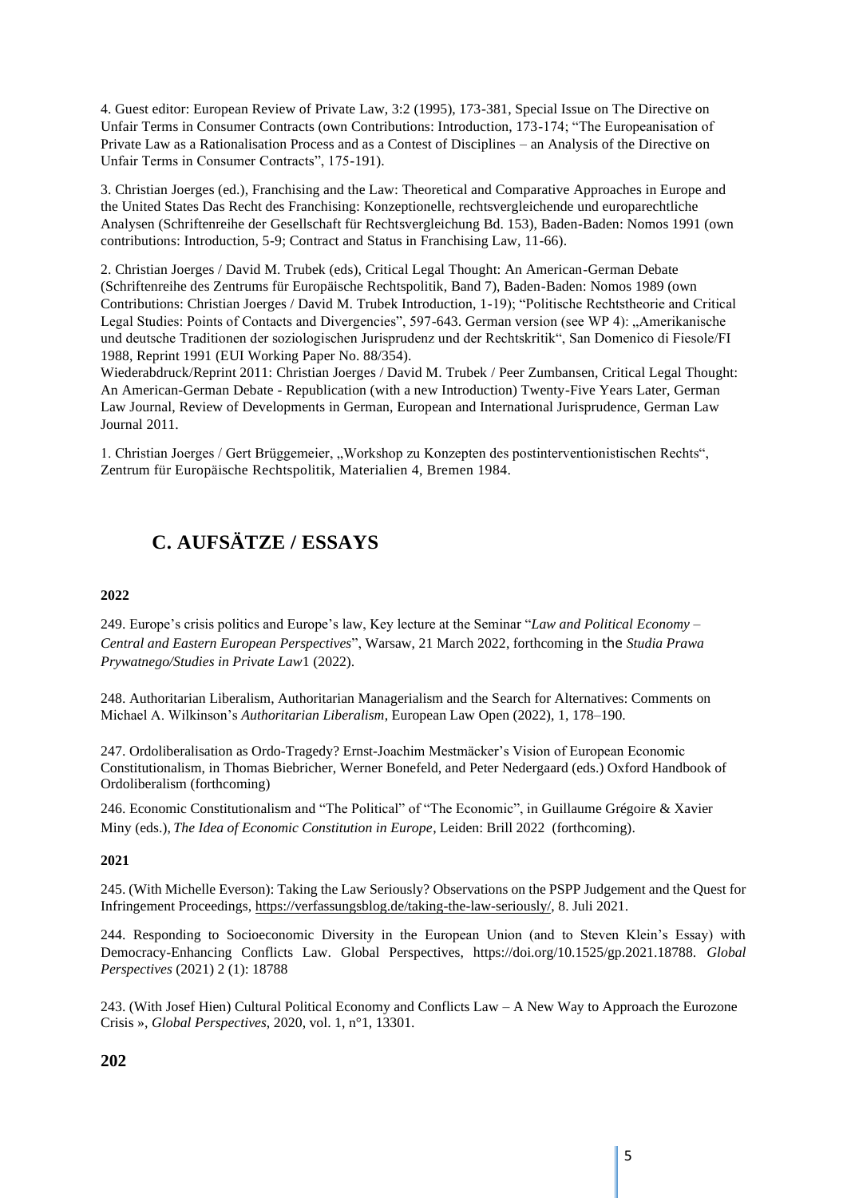4. Guest editor: European Review of Private Law, 3:2 (1995), 173-381, Special Issue on The Directive on Unfair Terms in Consumer Contracts (own Contributions: Introduction, 173-174; "The Europeanisation of Private Law as a Rationalisation Process and as a Contest of Disciplines – an Analysis of the Directive on Unfair Terms in Consumer Contracts", 175-191).

3. Christian Joerges (ed.), Franchising and the Law: Theoretical and Comparative Approaches in Europe and the United States Das Recht des Franchising: Konzeptionelle, rechtsvergleichende und europarechtliche Analysen (Schriftenreihe der Gesellschaft für Rechtsvergleichung Bd. 153), Baden-Baden: Nomos 1991 (own contributions: Introduction, 5-9; Contract and Status in Franchising Law, 11-66).

2. Christian Joerges / David M. Trubek (eds), Critical Legal Thought: An American-German Debate (Schriftenreihe des Zentrums für Europäische Rechtspolitik, Band 7), Baden-Baden: Nomos 1989 (own Contributions: Christian Joerges / David M. Trubek Introduction, 1-19); "Politische Rechtstheorie and Critical Legal Studies: Points of Contacts and Divergencies", 597-643. German version (see WP 4): „Amerikanische und deutsche Traditionen der soziologischen Jurisprudenz und der Rechtskritik", San Domenico di Fiesole/FI 1988, Reprint 1991 (EUI Working Paper No. 88/354).
Wiederabdruck/Reprint 2011: Christian Joerges / David M. Trubek / Peer Zumbansen, Critical Legal Thought: An American-German Debate - Republication (with a new Introduction) Twenty-Five Years Later, German Law Journal, Review of Developments in German, European and International Jurisprudence, German Law Journal 2011.

1. Christian Joerges / Gert Brüggemeier, „Workshop zu Konzepten des postinterventionistischen Rechts", Zentrum für Europäische Rechtspolitik, Materialien 4, Bremen 1984.

## C. AUFSÄTZE / ESSAYS

**2022**

249. Europe's crisis politics and Europe's law, Key lecture at the Seminar "*Law and Political Economy – Central and Eastern European Perspectives*", Warsaw, 21 March 2022, forthcoming in the *Studia Prawa Prywatnego/Studies in Private Law*1 (2022).

248. Authoritarian Liberalism, Authoritarian Managerialism and the Search for Alternatives: Comments on Michael A. Wilkinson's *Authoritarian Liberalism*, European Law Open (2022), 1, 178–190.

247. Ordoliberalisation as Ordo-Tragedy? Ernst-Joachim Mestmäcker's Vision of European Economic Constitutionalism, in Thomas Biebricher, Werner Bonefeld, and Peter Nedergaard (eds.) Oxford Handbook of Ordoliberalism (forthcoming)

246. Economic Constitutionalism and "The Political" of "The Economic", in Guillaume Grégoire & Xavier Miny (eds.), *The Idea of Economic Constitution in Europe*, Leiden: Brill 2022 (forthcoming).

**2021**

245. (With Michelle Everson): Taking the Law Seriously? Observations on the PSPP Judgement and the Quest for Infringement Proceedings, https://verfassungsblog.de/taking-the-law-seriously/, 8. Juli 2021.

244. Responding to Socioeconomic Diversity in the European Union (and to Steven Klein's Essay) with Democracy-Enhancing Conflicts Law. Global Perspectives, https://doi.org/10.1525/gp.2021.18788. *Global Perspectives* (2021) 2 (1): 18788

243. (With Josef Hien) Cultural Political Economy and Conflicts Law – A New Way to Approach the Eurozone Crisis », *Global Perspectives*, 2020, vol. 1, n°1, 13301.

**202**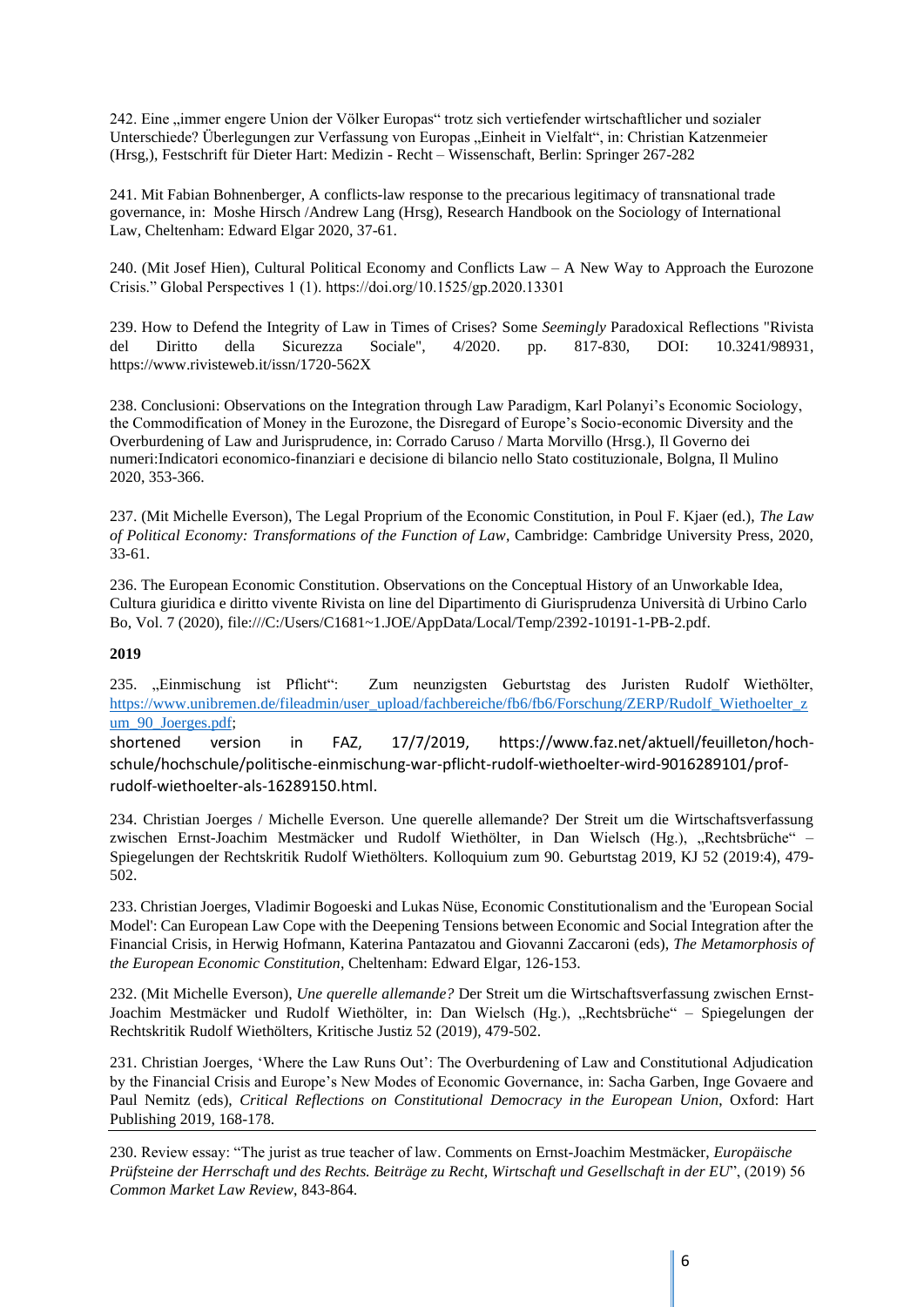242. Eine „immer engere Union der Völker Europas“ trotz sich vertiefender wirtschaftlicher und sozialer Unterschiede? Überlegungen zur Verfassung von Europas „Einheit in Vielfalt“, in: Christian Katzenmeier (Hrsg,), Festschrift für Dieter Hart: Medizin - Recht – Wissenschaft, Berlin: Springer 267-282

241. Mit Fabian Bohnenberger, A conflicts-law response to the precarious legitimacy of transnational trade governance, in: Moshe Hirsch /Andrew Lang (Hrsg), Research Handbook on the Sociology of International Law, Cheltenham: Edward Elgar 2020, 37-61.

240. (Mit Josef Hien), Cultural Political Economy and Conflicts Law – A New Way to Approach the Eurozone Crisis.” Global Perspectives 1 (1). https://doi.org/10.1525/gp.2020.13301

239. How to Defend the Integrity of Law in Times of Crises? Some *Seemingly* Paradoxical Reflections "Rivista del Diritto della Sicurezza Sociale", 4/2020. pp. 817-830, DOI: 10.3241/98931, https://www.rivisteweb.it/issn/1720-562X

238. Conclusioni: Observations on the Integration through Law Paradigm, Karl Polanyi's Economic Sociology, the Commodification of Money in the Eurozone, the Disregard of Europe's Socio-economic Diversity and the Overburdening of Law and Jurisprudence, in: Corrado Caruso / Marta Morvillo (Hrsg.), Il Governo dei numeri:Indicatori economico-finanziari e decisione di bilancio nello Stato costituzionale, Bolgna, Il Mulino 2020, 353-366.

237. (Mit Michelle Everson), The Legal Proprium of the Economic Constitution, in Poul F. Kjaer (ed.), *The Law of Political Economy: Transformations of the Function of Law*, Cambridge: Cambridge University Press, 2020, 33-61.

236. The European Economic Constitution. Observations on the Conceptual History of an Unworkable Idea, Cultura giuridica e diritto vivente Rivista on line del Dipartimento di Giurisprudenza Università di Urbino Carlo Bo, Vol. 7 (2020), file:///C:/Users/C1681~1.JOE/AppData/Local/Temp/2392-10191-1-PB-2.pdf.

**2019**

235. „Einmischung ist Pflicht“: Zum neunzigsten Geburtstag des Juristen Rudolf Wiethölter, https://www.unibremen.de/fileadmin/user_upload/fachbereiche/fb6/fb6/Forschung/ZERP/Rudolf_Wiethoelter_zum_90_Joerges.pdf;
shortened version in FAZ, 17/7/2019, https://www.faz.net/aktuell/feuilleton/hoch-schule/hochschule/politische-einmischung-war-pflicht-rudolf-wiethoelter-wird-9016289101/prof-rudolf-wiethoelter-als-16289150.html.

234. Christian Joerges / Michelle Everson. Une querelle allemande? Der Streit um die Wirtschaftsverfassung zwischen Ernst-Joachim Mestmäcker und Rudolf Wiethölter, in Dan Wielsch (Hg.), „Rechtsbrüche“ – Spiegelungen der Rechtskritik Rudolf Wiethölters. Kolloquium zum 90. Geburtstag 2019, KJ 52 (2019:4), 479-502.

233. Christian Joerges, Vladimir Bogoeski and Lukas Nüse, Economic Constitutionalism and the 'European Social Model': Can European Law Cope with the Deepening Tensions between Economic and Social Integration after the Financial Crisis, in Herwig Hofmann, Katerina Pantazatou and Giovanni Zaccaroni (eds), *The Metamorphosis of the European Economic Constitution*, Cheltenham: Edward Elgar, 126-153.

232. (Mit Michelle Everson), *Une querelle allemande?* Der Streit um die Wirtschaftsverfassung zwischen Ernst-Joachim Mestmäcker und Rudolf Wiethölter, in: Dan Wielsch (Hg.), „Rechtsbrüche“ – Spiegelungen der Rechtskritik Rudolf Wiethölters, Kritische Justiz 52 (2019), 479-502.

231. Christian Joerges, 'Where the Law Runs Out': The Overburdening of Law and Constitutional Adjudication by the Financial Crisis and Europe's New Modes of Economic Governance, in: Sacha Garben, Inge Govaere and Paul Nemitz (eds), *Critical Reflections on Constitutional Democracy in the European Union*, Oxford: Hart Publishing 2019, 168-178.

230. Review essay: "The jurist as true teacher of law. Comments on Ernst-Joachim Mestmäcker, *Europäische Prüfsteine der Herrschaft und des Rechts. Beiträge zu Recht, Wirtschaft und Gesellschaft in der EU*", (2019) 56 *Common Market Law Review*, 843-864.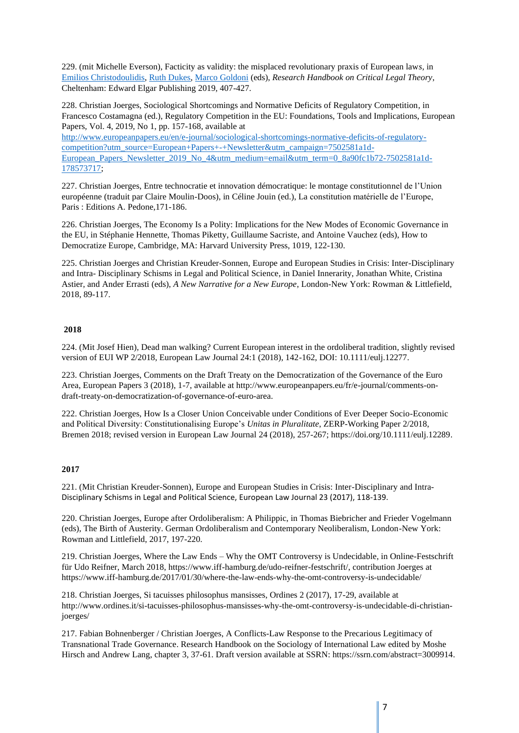229. (mit Michelle Everson), Facticity as validity: the misplaced revolutionary praxis of European law*s*, in Emilios Christodoulidis, Ruth Dukes, Marco Goldoni (eds), *Research Handbook on Critical Legal Theory*, Cheltenham: Edward Elgar Publishing 2019, 407-427.

228. Christian Joerges, Sociological Shortcomings and Normative Deficits of Regulatory Competition, in Francesco Costamagna (ed.), Regulatory Competition in the EU: Foundations, Tools and Implications, European Papers, Vol. 4, 2019, No 1, pp. 157-168, available at http://www.europeanpapers.eu/en/e-journal/sociological-shortcomings-normative-deficits-of-regulatory-competition?utm_source=European+Papers+-+Newsletter&utm_campaign=7502581a1d-European_Papers_Newsletter_2019_No_4&utm_medium=email&utm_term=0_8a90fc1b72-7502581a1d-178573717;

227. Christian Joerges, Entre technocratie et innovation démocratique: le montage constitutionnel de l'Union européenne (traduit par Claire Moulin-Doos), in Céline Jouin (ed.), La constitution matérielle de l'Europe, Paris : Editions A. Pedone,171-186.

226. Christian Joerges, The Economy Is a Polity: Implications for the New Modes of Economic Governance in the EU, in Stéphanie Hennette, Thomas Piketty, Guillaume Sacriste, and Antoine Vauchez (eds), How to Democratize Europe, Cambridge, MA: Harvard University Press, 1019, 122-130.

225. Christian Joerges and Christian Kreuder-Sonnen, Europe and European Studies in Crisis: Inter-Disciplinary and Intra- Disciplinary Schisms in Legal and Political Science, in Daniel Innerarity, Jonathan White, Cristina Astier, and Ander Errasti (eds), *A New Narrative for a New Europe*, London-New York: Rowman & Littlefield, 2018, 89-117.

**2018**

224. (Mit Josef Hien), Dead man walking? Current European interest in the ordoliberal tradition, slightly revised version of EUI WP 2/2018, European Law Journal 24:1 (2018), 142-162, DOI: 10.1111/eulj.12277.

223. Christian Joerges, Comments on the Draft Treaty on the Democratization of the Governance of the Euro Area, European Papers 3 (2018), 1-7, available at http://www.europeanpapers.eu/fr/e-journal/comments-on-draft-treaty-on-democratization-of-governance-of-euro-area.

222. Christian Joerges, How Is a Closer Union Conceivable under Conditions of Ever Deeper Socio-Economic and Political Diversity: Constitutionalising Europe's *Unitas in Pluralitate*, ZERP-Working Paper 2/2018, Bremen 2018; revised version in European Law Journal 24 (2018), 257-267; https://doi.org/10.1111/eulj.12289.

**2017**

221. (Mit Christian Kreuder-Sonnen), Europe and European Studies in Crisis: Inter-Disciplinary and Intra-Disciplinary Schisms in Legal and Political Science, European Law Journal 23 (2017), 118-139.

220. Christian Joerges, Europe after Ordoliberalism: A Philippic, in Thomas Biebricher and Frieder Vogelmann (eds), The Birth of Austerity. German Ordoliberalism and Contemporary Neoliberalism, London-New York: Rowman and Littlefield, 2017, 197-220.

219. Christian Joerges, Where the Law Ends – Why the OMT Controversy is Undecidable, in Online-Festschrift für Udo Reifner, March 2018, https://www.iff-hamburg.de/udo-reifner-festschrift/, contribution Joerges at https://www.iff-hamburg.de/2017/01/30/where-the-law-ends-why-the-omt-controversy-is-undecidable/

218. Christian Joerges, Si tacuisses philosophus mansisses, Ordines 2 (2017), 17-29, available at http://www.ordines.it/si-tacuisses-philosophus-mansisses-why-the-omt-controversy-is-undecidable-di-christian-joerges/

217. Fabian Bohnenberger / Christian Joerges, A Conflicts-Law Response to the Precarious Legitimacy of Transnational Trade Governance. Research Handbook on the Sociology of International Law edited by Moshe Hirsch and Andrew Lang, chapter 3, 37-61. Draft version available at SSRN: https://ssrn.com/abstract=3009914.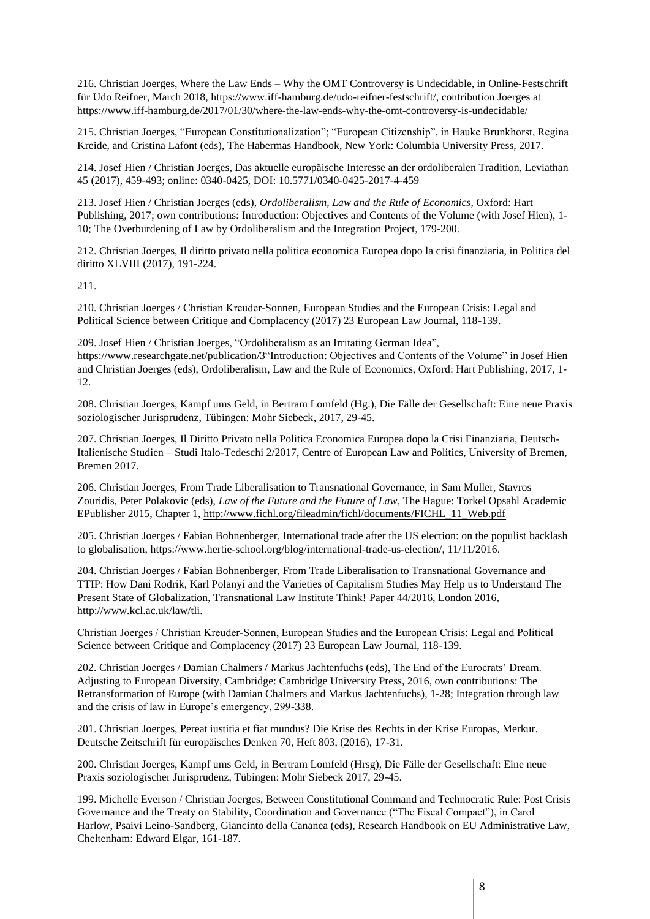216. Christian Joerges, Where the Law Ends – Why the OMT Controversy is Undecidable, in Online-Festschrift für Udo Reifner, March 2018, https://www.iff-hamburg.de/udo-reifner-festschrift/, contribution Joerges at https://www.iff-hamburg.de/2017/01/30/where-the-law-ends-why-the-omt-controversy-is-undecidable/

215. Christian Joerges, "European Constitutionalization"; "European Citizenship", in Hauke Brunkhorst, Regina Kreide, and Cristina Lafont (eds), The Habermas Handbook, New York: Columbia University Press, 2017.

214. Josef Hien / Christian Joerges, Das aktuelle europäische Interesse an der ordoliberalen Tradition, Leviathan 45 (2017), 459-493; online: 0340-0425, DOI: 10.5771/0340-0425-2017-4-459

213. Josef Hien / Christian Joerges (eds), *Ordoliberalism, Law and the Rule of Economics*, Oxford: Hart Publishing, 2017; own contributions: Introduction: Objectives and Contents of the Volume (with Josef Hien), 1-10; The Overburdening of Law by Ordoliberalism and the Integration Project, 179-200.

212. Christian Joerges, Il diritto privato nella politica economica Europea dopo la crisi finanziaria, in Politica del diritto XLVIII (2017), 191-224.

211.

210. Christian Joerges / Christian Kreuder-Sonnen, European Studies and the European Crisis: Legal and Political Science between Critique and Complacency (2017) 23 European Law Journal, 118-139.

209. Josef Hien / Christian Joerges, "Ordoliberalism as an Irritating German Idea", https://www.researchgate.net/publication/3"Introduction: Objectives and Contents of the Volume" in Josef Hien and Christian Joerges (eds), Ordoliberalism, Law and the Rule of Economics, Oxford: Hart Publishing, 2017, 1-12.

208. Christian Joerges, Kampf ums Geld, in Bertram Lomfeld (Hg.), Die Fälle der Gesellschaft: Eine neue Praxis soziologischer Jurisprudenz, Tübingen: Mohr Siebeck, 2017, 29-45.

207. Christian Joerges, Il Diritto Privato nella Politica Economica Europea dopo la Crisi Finanziaria, Deutsch-Italienische Studien – Studi Italo-Tedeschi 2/2017, Centre of European Law and Politics, University of Bremen, Bremen 2017.

206. Christian Joerges, From Trade Liberalisation to Transnational Governance, in Sam Muller, Stavros Zouridis, Peter Polakovic (eds), *Law of the Future and the Future of Law*, The Hague: Torkel Opsahl Academic EPublisher 2015, Chapter 1, http://www.fichl.org/fileadmin/fichl/documents/FICHL_11_Web.pdf

205. Christian Joerges / Fabian Bohnenberger, International trade after the US election: on the populist backlash to globalisation, https://www.hertie-school.org/blog/international-trade-us-election/, 11/11/2016.

204. Christian Joerges / Fabian Bohnenberger, From Trade Liberalisation to Transnational Governance and TTIP: How Dani Rodrik, Karl Polanyi and the Varieties of Capitalism Studies May Help us to Understand The Present State of Globalization, Transnational Law Institute Think! Paper 44/2016, London 2016, http://www.kcl.ac.uk/law/tli.

Christian Joerges / Christian Kreuder-Sonnen, European Studies and the European Crisis: Legal and Political Science between Critique and Complacency (2017) 23 European Law Journal, 118-139.

202. Christian Joerges / Damian Chalmers / Markus Jachtenfuchs (eds), The End of the Eurocrats' Dream. Adjusting to European Diversity, Cambridge: Cambridge University Press, 2016, own contributions: The Retransformation of Europe (with Damian Chalmers and Markus Jachtenfuchs), 1-28; Integration through law and the crisis of law in Europe's emergency, 299-338.

201. Christian Joerges, Pereat iustitia et fiat mundus? Die Krise des Rechts in der Krise Europas, Merkur. Deutsche Zeitschrift für europäisches Denken 70, Heft 803, (2016), 17-31.

200. Christian Joerges, Kampf ums Geld, in Bertram Lomfeld (Hrsg), Die Fälle der Gesellschaft: Eine neue Praxis soziologischer Jurisprudenz, Tübingen: Mohr Siebeck 2017, 29-45.

199. Michelle Everson / Christian Joerges, Between Constitutional Command and Technocratic Rule: Post Crisis Governance and the Treaty on Stability, Coordination and Governance ("The Fiscal Compact"), in Carol Harlow, Psaivi Leino-Sandberg, Giancinto della Cananea (eds), Research Handbook on EU Administrative Law, Cheltenham: Edward Elgar, 161-187.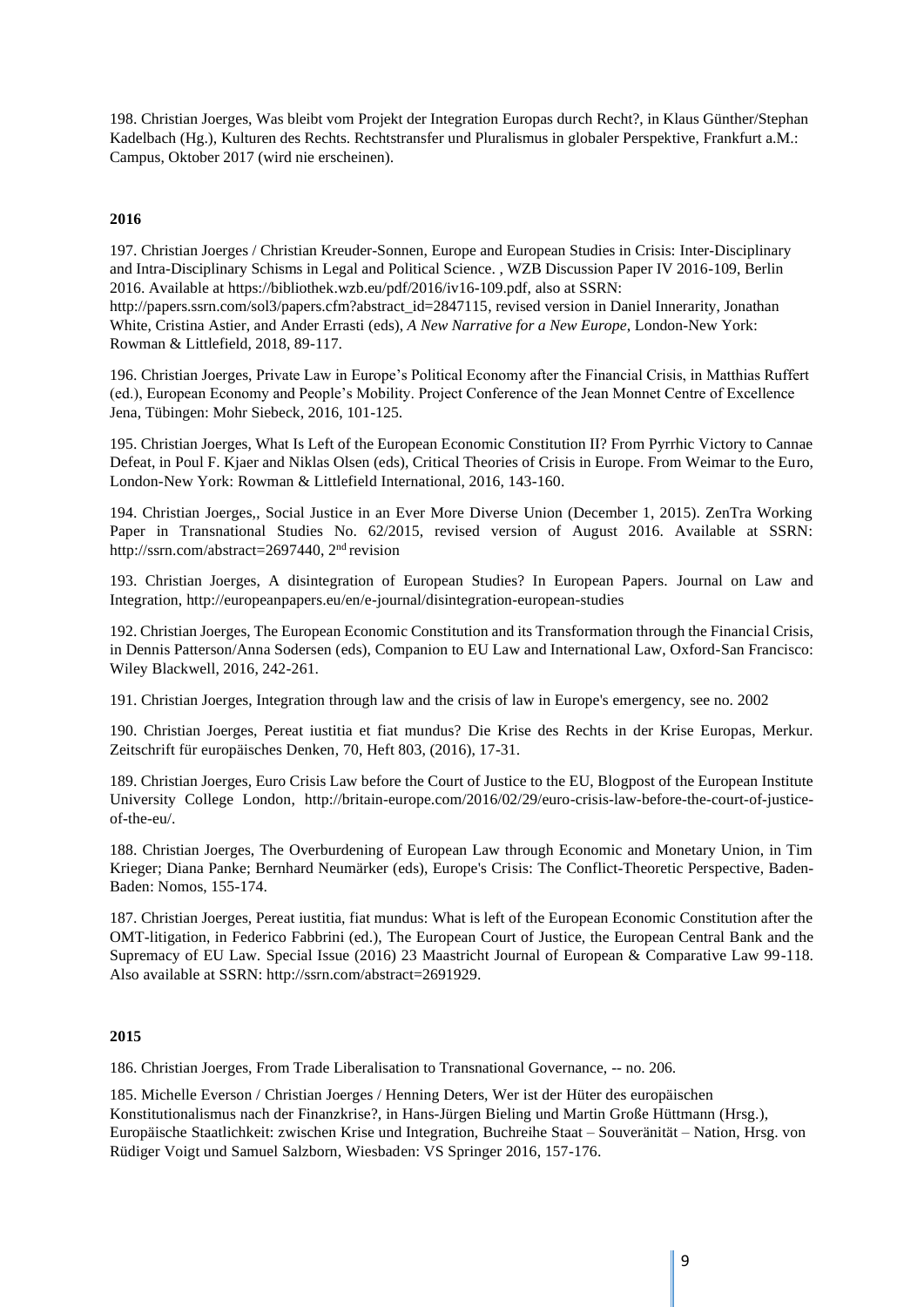198. Christian Joerges, Was bleibt vom Projekt der Integration Europas durch Recht?, in Klaus Günther/Stephan Kadelbach (Hg.), Kulturen des Rechts. Rechtstransfer und Pluralismus in globaler Perspektive, Frankfurt a.M.: Campus, Oktober 2017 (wird nie erscheinen).

**2016**

197. Christian Joerges / Christian Kreuder-Sonnen, Europe and European Studies in Crisis: Inter-Disciplinary and Intra-Disciplinary Schisms in Legal and Political Science. , WZB Discussion Paper IV 2016-109, Berlin 2016. Available at https://bibliothek.wzb.eu/pdf/2016/iv16-109.pdf, also at SSRN: http://papers.ssrn.com/sol3/papers.cfm?abstract_id=2847115, revised version in Daniel Innerarity, Jonathan White, Cristina Astier, and Ander Errasti (eds), *A New Narrative for a New Europe*, London-New York: Rowman & Littlefield, 2018, 89-117.

196. Christian Joerges, Private Law in Europe's Political Economy after the Financial Crisis, in Matthias Ruffert (ed.), European Economy and People's Mobility. Project Conference of the Jean Monnet Centre of Excellence Jena, Tübingen: Mohr Siebeck, 2016, 101-125.

195. Christian Joerges, What Is Left of the European Economic Constitution II? From Pyrrhic Victory to Cannae Defeat, in Poul F. Kjaer and Niklas Olsen (eds), Critical Theories of Crisis in Europe. From Weimar to the Euro, London-New York: Rowman & Littlefield International, 2016, 143-160.

194. Christian Joerges,, Social Justice in an Ever More Diverse Union (December 1, 2015). ZenTra Working Paper in Transnational Studies No. 62/2015, revised version of August 2016. Available at SSRN: http://ssrn.com/abstract=2697440, 2nd revision

193. Christian Joerges, A disintegration of European Studies? In European Papers. Journal on Law and Integration, http://europeanpapers.eu/en/e-journal/disintegration-european-studies

192. Christian Joerges, The European Economic Constitution and its Transformation through the Financial Crisis, in Dennis Patterson/Anna Sodersen (eds), Companion to EU Law and International Law, Oxford-San Francisco: Wiley Blackwell, 2016, 242-261.

191. Christian Joerges, Integration through law and the crisis of law in Europe's emergency, see no. 2002

190. Christian Joerges, Pereat iustitia et fiat mundus? Die Krise des Rechts in der Krise Europas, Merkur. Zeitschrift für europäisches Denken, 70, Heft 803, (2016), 17-31.

189. Christian Joerges, Euro Crisis Law before the Court of Justice to the EU, Blogpost of the European Institute University College London, http://britain-europe.com/2016/02/29/euro-crisis-law-before-the-court-of-justice-of-the-eu/.

188. Christian Joerges, The Overburdening of European Law through Economic and Monetary Union, in Tim Krieger; Diana Panke; Bernhard Neumärker (eds), Europe's Crisis: The Conflict-Theoretic Perspective, Baden-Baden: Nomos, 155-174.

187. Christian Joerges, Pereat iustitia, fiat mundus: What is left of the European Economic Constitution after the OMT-litigation, in Federico Fabbrini (ed.), The European Court of Justice, the European Central Bank and the Supremacy of EU Law. Special Issue (2016) 23 Maastricht Journal of European & Comparative Law 99-118. Also available at SSRN: http://ssrn.com/abstract=2691929.

**2015**

186. Christian Joerges, From Trade Liberalisation to Transnational Governance, -- no. 206.

185. Michelle Everson / Christian Joerges / Henning Deters, Wer ist der Hüter des europäischen Konstitutionalismus nach der Finanzkrise?, in Hans-Jürgen Bieling und Martin Große Hüttmann (Hrsg.), Europäische Staatlichkeit: zwischen Krise und Integration, Buchreihe Staat – Souveränität – Nation, Hrsg. von Rüdiger Voigt und Samuel Salzborn, Wiesbaden: VS Springer 2016, 157-176.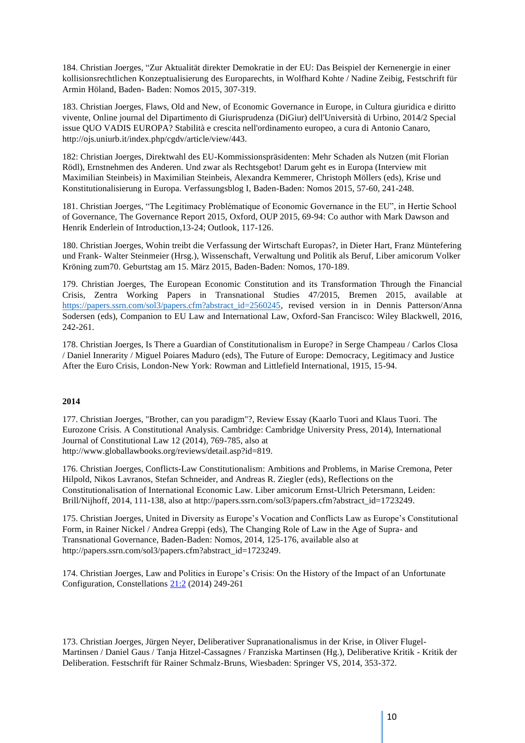184. Christian Joerges, "Zur Aktualität direkter Demokratie in der EU: Das Beispiel der Kernenergie in einer kollisionsrechtlichen Konzeptualisierung des Europarechts, in Wolfhard Kohte / Nadine Zeibig, Festschrift für Armin Höland, Baden- Baden: Nomos 2015, 307-319.

183. Christian Joerges, Flaws, Old and New, of Economic Governance in Europe, in Cultura giuridica e diritto vivente, Online journal del Dipartimento di Giurisprudenza (DiGiur) dell'Università di Urbino, 2014/2 Special issue QUO VADIS EUROPA? Stabilità e crescita nell'ordinamento europeo, a cura di Antonio Canaro, http://ojs.uniurb.it/index.php/cgdv/article/view/443.

182: Christian Joerges, Direktwahl des EU-Kommissionspräsidenten: Mehr Schaden als Nutzen (mit Florian Rödl), Ernstnehmen des Anderen. Und zwar als Rechtsgebot! Darum geht es in Europa (Interview mit Maximilian Steinbeis) in Maximilian Steinbeis, Alexandra Kemmerer, Christoph Möllers (eds), Krise und Konstitutionalisierung in Europa. Verfassungsblog I, Baden-Baden: Nomos 2015, 57-60, 241-248.

181. Christian Joerges, "The Legitimacy Problématique of Economic Governance in the EU", in Hertie School of Governance, The Governance Report 2015, Oxford, OUP 2015, 69-94: Co author with Mark Dawson and Henrik Enderlein of Introduction,13-24; Outlook, 117-126.

180. Christian Joerges, Wohin treibt die Verfassung der Wirtschaft Europas?, in Dieter Hart, Franz Müntefering und Frank- Walter Steinmeier (Hrsg.), Wissenschaft, Verwaltung und Politik als Beruf, Liber amicorum Volker Kröning zum70. Geburtstag am 15. März 2015, Baden-Baden: Nomos, 170-189.

179. Christian Joerges, The European Economic Constitution and its Transformation Through the Financial Crisis, Zentra Working Papers in Transnational Studies 47/2015, Bremen 2015, available at https://papers.ssrn.com/sol3/papers.cfm?abstract_id=2560245, revised version in in Dennis Patterson/Anna Sodersen (eds), Companion to EU Law and International Law, Oxford-San Francisco: Wiley Blackwell, 2016, 242-261.

178. Christian Joerges, Is There a Guardian of Constitutionalism in Europe? in Serge Champeau / Carlos Closa / Daniel Innerarity / Miguel Poiares Maduro (eds), The Future of Europe: Democracy, Legitimacy and Justice After the Euro Crisis, London-New York: Rowman and Littlefield International, 1915, 15-94.

**2014**

177. Christian Joerges, "Brother, can you paradigm"?, Review Essay (Kaarlo Tuori and Klaus Tuori. The Eurozone Crisis. A Constitutional Analysis. Cambridge: Cambridge University Press, 2014), International Journal of Constitutional Law 12 (2014), 769-785, also at http://www.globallawbooks.org/reviews/detail.asp?id=819.

176. Christian Joerges, Conflicts-Law Constitutionalism: Ambitions and Problems, in Marise Cremona, Peter Hilpold, Nikos Lavranos, Stefan Schneider, and Andreas R. Ziegler (eds), Reflections on the Constitutionalisation of International Economic Law. Liber amicorum Ernst-Ulrich Petersmann, Leiden: Brill/Nijhoff, 2014, 111-138, also at http://papers.ssrn.com/sol3/papers.cfm?abstract_id=1723249.

175. Christian Joerges, United in Diversity as Europe's Vocation and Conflicts Law as Europe's Constitutional Form, in Rainer Nickel / Andrea Greppi (eds), The Changing Role of Law in the Age of Supra- and Transnational Governance, Baden-Baden: Nomos, 2014, 125-176, available also at http://papers.ssrn.com/sol3/papers.cfm?abstract_id=1723249.

174. Christian Joerges, Law and Politics in Europe's Crisis: On the History of the Impact of an Unfortunate Configuration, Constellations 21:2 (2014) 249-261

173. Christian Joerges, Jürgen Neyer, Deliberativer Supranationalismus in der Krise, in Oliver Flugel-Martinsen / Daniel Gaus / Tanja Hitzel-Cassagnes / Franziska Martinsen (Hg.), Deliberative Kritik - Kritik der Deliberation. Festschrift für Rainer Schmalz-Bruns, Wiesbaden: Springer VS, 2014, 353-372.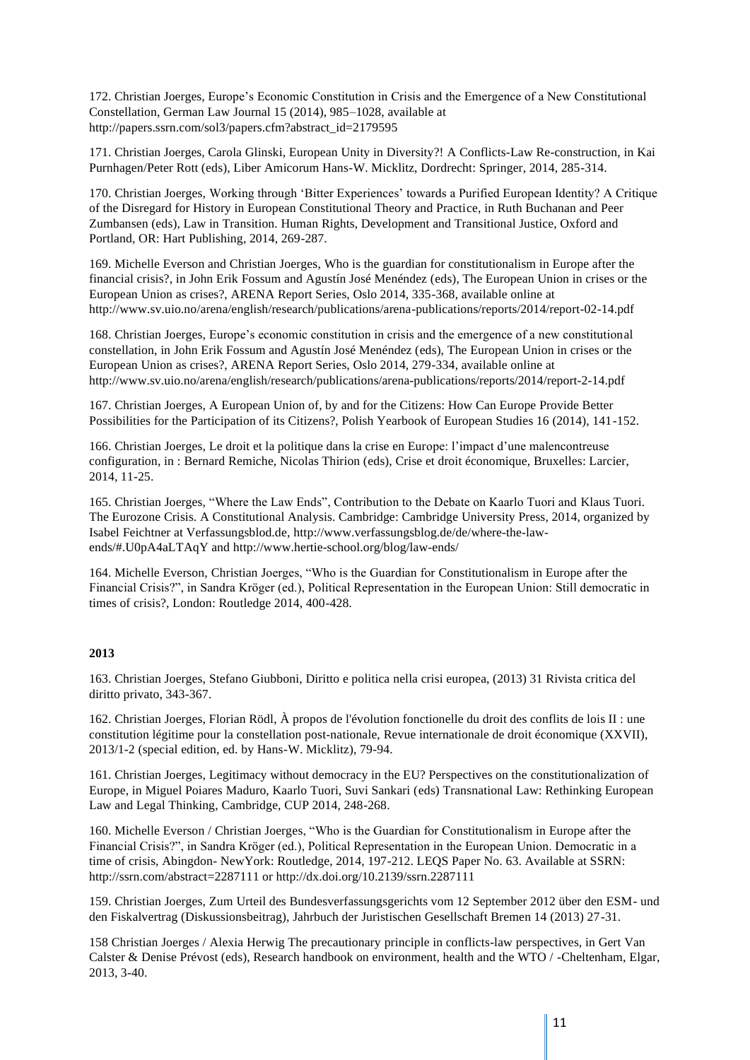172. Christian Joerges, Europe’s Economic Constitution in Crisis and the Emergence of a New Constitutional Constellation, German Law Journal 15 (2014), 985–1028, available at http://papers.ssrn.com/sol3/papers.cfm?abstract_id=2179595

171. Christian Joerges, Carola Glinski, European Unity in Diversity?! A Conflicts-Law Re-construction, in Kai Purnhagen/Peter Rott (eds), Liber Amicorum Hans-W. Micklitz, Dordrecht: Springer, 2014, 285-314.

170. Christian Joerges, Working through ‘Bitter Experiences’ towards a Purified European Identity? A Critique of the Disregard for History in European Constitutional Theory and Practice, in Ruth Buchanan and Peer Zumbansen (eds), Law in Transition. Human Rights, Development and Transitional Justice, Oxford and Portland, OR: Hart Publishing, 2014, 269-287.

169. Michelle Everson and Christian Joerges, Who is the guardian for constitutionalism in Europe after the financial crisis?, in John Erik Fossum and Agustín José Menéndez (eds), The European Union in crises or the European Union as crises?, ARENA Report Series, Oslo 2014, 335-368, available online at http://www.sv.uio.no/arena/english/research/publications/arena-publications/reports/2014/report-02-14.pdf

168. Christian Joerges, Europe’s economic constitution in crisis and the emergence of a new constitutional constellation, in John Erik Fossum and Agustín José Menéndez (eds), The European Union in crises or the European Union as crises?, ARENA Report Series, Oslo 2014, 279-334, available online at http://www.sv.uio.no/arena/english/research/publications/arena-publications/reports/2014/report-2-14.pdf

167. Christian Joerges, A European Union of, by and for the Citizens: How Can Europe Provide Better Possibilities for the Participation of its Citizens?, Polish Yearbook of European Studies 16 (2014), 141-152.

166. Christian Joerges, Le droit et la politique dans la crise en Europe: l’impact d’une malencontreuse configuration, in : Bernard Remiche, Nicolas Thirion (eds), Crise et droit économique, Bruxelles: Larcier, 2014, 11-25.

165. Christian Joerges, “Where the Law Ends”, Contribution to the Debate on Kaarlo Tuori and Klaus Tuori. The Eurozone Crisis. A Constitutional Analysis. Cambridge: Cambridge University Press, 2014, organized by Isabel Feichtner at Verfassungsblod.de, http://www.verfassungsblog.de/de/where-the-law-ends/#.U0pA4aLTAqY and http://www.hertie-school.org/blog/law-ends/

164. Michelle Everson, Christian Joerges, “Who is the Guardian for Constitutionalism in Europe after the Financial Crisis?”, in Sandra Kröger (ed.), Political Representation in the European Union: Still democratic in times of crisis?, London: Routledge 2014, 400-428.

**2013**

163. Christian Joerges, Stefano Giubboni, Diritto e politica nella crisi europea, (2013) 31 Rivista critica del diritto privato, 343-367.

162. Christian Joerges, Florian Rödl, À propos de l'évolution fonctionelle du droit des conflits de lois II : une constitution légitime pour la constellation post-nationale, Revue internationale de droit économique (XXVII), 2013/1-2 (special edition, ed. by Hans-W. Micklitz), 79-94.

161. Christian Joerges, Legitimacy without democracy in the EU? Perspectives on the constitutionalization of Europe, in Miguel Poiares Maduro, Kaarlo Tuori, Suvi Sankari (eds) Transnational Law: Rethinking European Law and Legal Thinking, Cambridge, CUP 2014, 248-268.

160. Michelle Everson / Christian Joerges, “Who is the Guardian for Constitutionalism in Europe after the Financial Crisis?”, in Sandra Kröger (ed.), Political Representation in the European Union. Democratic in a time of crisis, Abingdon- NewYork: Routledge, 2014, 197-212. LEQS Paper No. 63. Available at SSRN: http://ssrn.com/abstract=2287111 or http://dx.doi.org/10.2139/ssrn.2287111

159. Christian Joerges, Zum Urteil des Bundesverfassungsgerichts vom 12 September 2012 über den ESM- und den Fiskalvertrag (Diskussionsbeitrag), Jahrbuch der Juristischen Gesellschaft Bremen 14 (2013) 27-31.

158 Christian Joerges / Alexia Herwig The precautionary principle in conflicts-law perspectives, in Gert Van Calster & Denise Prévost (eds), Research handbook on environment, health and the WTO / -Cheltenham, Elgar, 2013, 3-40.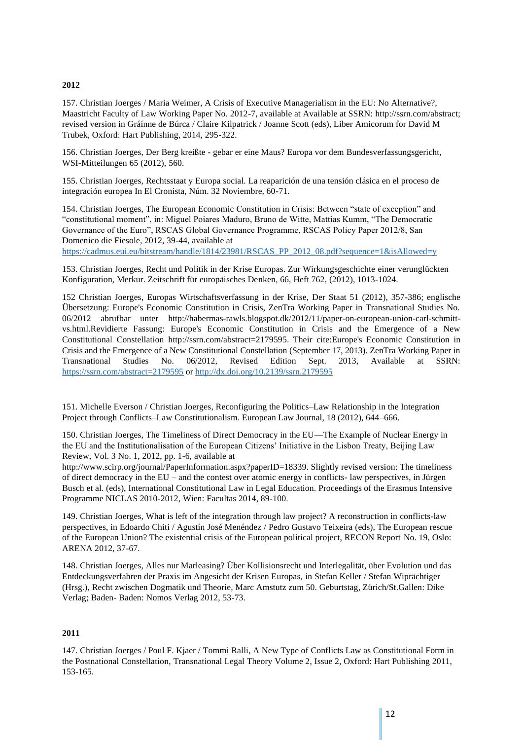**2012**

157. Christian Joerges / Maria Weimer, A Crisis of Executive Managerialism in the EU: No Alternative?, Maastricht Faculty of Law Working Paper No. 2012-7, available at Available at SSRN: http://ssrn.com/abstract; revised version in Gráinne de Búrca / Claire Kilpatrick / Joanne Scott (eds), Liber Amicorum for David M Trubek, Oxford: Hart Publishing, 2014, 295-322.

156. Christian Joerges, Der Berg kreißte - gebar er eine Maus? Europa vor dem Bundesverfassungsgericht, WSI-Mitteilungen 65 (2012), 560.

155. Christian Joerges, Rechtsstaat y Europa social. La reaparición de una tensión clásica en el proceso de integración europea In El Cronista, Núm. 32 Noviembre, 60-71.

154. Christian Joerges, The European Economic Constitution in Crisis: Between "state of exception" and "constitutional moment", in: Miguel Poiares Maduro, Bruno de Witte, Mattias Kumm, "The Democratic Governance of the Euro", RSCAS Global Governance Programme, RSCAS Policy Paper 2012/8, San Domenico die Fiesole, 2012, 39-44, available at https://cadmus.eui.eu/bitstream/handle/1814/23981/RSCAS_PP_2012_08.pdf?sequence=1&isAllowed=y

153. Christian Joerges, Recht und Politik in der Krise Europas. Zur Wirkungsgeschichte einer verunglückten Konfiguration, Merkur. Zeitschrift für europäisches Denken, 66, Heft 762, (2012), 1013-1024.

152 Christian Joerges, Europas Wirtschaftsverfassung in der Krise, Der Staat 51 (2012), 357-386; englische Übersetzung: Europe's Economic Constitution in Crisis, ZenTra Working Paper in Transnational Studies No. 06/2012 abrufbar unter http://habermas-rawls.blogspot.dk/2012/11/paper-on-european-union-carl-schmitt-vs.html.Revidierte Fassung: Europe's Economic Constitution in Crisis and the Emergence of a New Constitutional Constellation http://ssrn.com/abstract=2179595. Their cite:Europe's Economic Constitution in Crisis and the Emergence of a New Constitutional Constellation (September 17, 2013). ZenTra Working Paper in Transnational Studies No. 06/2012, Revised Edition Sept. 2013, Available at SSRN: https://ssrn.com/abstract=2179595 or http://dx.doi.org/10.2139/ssrn.2179595

151. Michelle Everson / Christian Joerges, Reconfiguring the Politics–Law Relationship in the Integration Project through Conflicts–Law Constitutionalism. European Law Journal, 18 (2012), 644–666.

150. Christian Joerges, The Timeliness of Direct Democracy in the EU—The Example of Nuclear Energy in the EU and the Institutionalisation of the European Citizens' Initiative in the Lisbon Treaty, Beijing Law Review, Vol. 3 No. 1, 2012, pp. 1-6, available at http://www.scirp.org/journal/PaperInformation.aspx?paperID=18339. Slightly revised version: The timeliness of direct democracy in the EU – and the contest over atomic energy in conflicts- law perspectives, in Jürgen Busch et al. (eds), International Constitutional Law in Legal Education. Proceedings of the Erasmus Intensive Programme NICLAS 2010-2012, Wien: Facultas 2014, 89-100.

149. Christian Joerges, What is left of the integration through law project? A reconstruction in conflicts-law perspectives, in Edoardo Chiti / Agustín José Menéndez / Pedro Gustavo Teixeira (eds), The European rescue of the European Union? The existential crisis of the European political project, RECON Report No. 19, Oslo: ARENA 2012, 37-67.

148. Christian Joerges, Alles nur Marleasing? Über Kollisionsrecht und Interlegalität, über Evolution und das Entdeckungsverfahren der Praxis im Angesicht der Krisen Europas, in Stefan Keller / Stefan Wiprächtiger (Hrsg.), Recht zwischen Dogmatik und Theorie, Marc Amstutz zum 50. Geburtstag, Zürich/St.Gallen: Dike Verlag; Baden- Baden: Nomos Verlag 2012, 53-73.

**2011**

147. Christian Joerges / Poul F. Kjaer / Tommi Ralli, A New Type of Conflicts Law as Constitutional Form in the Postnational Constellation, Transnational Legal Theory Volume 2, Issue 2, Oxford: Hart Publishing 2011, 153-165.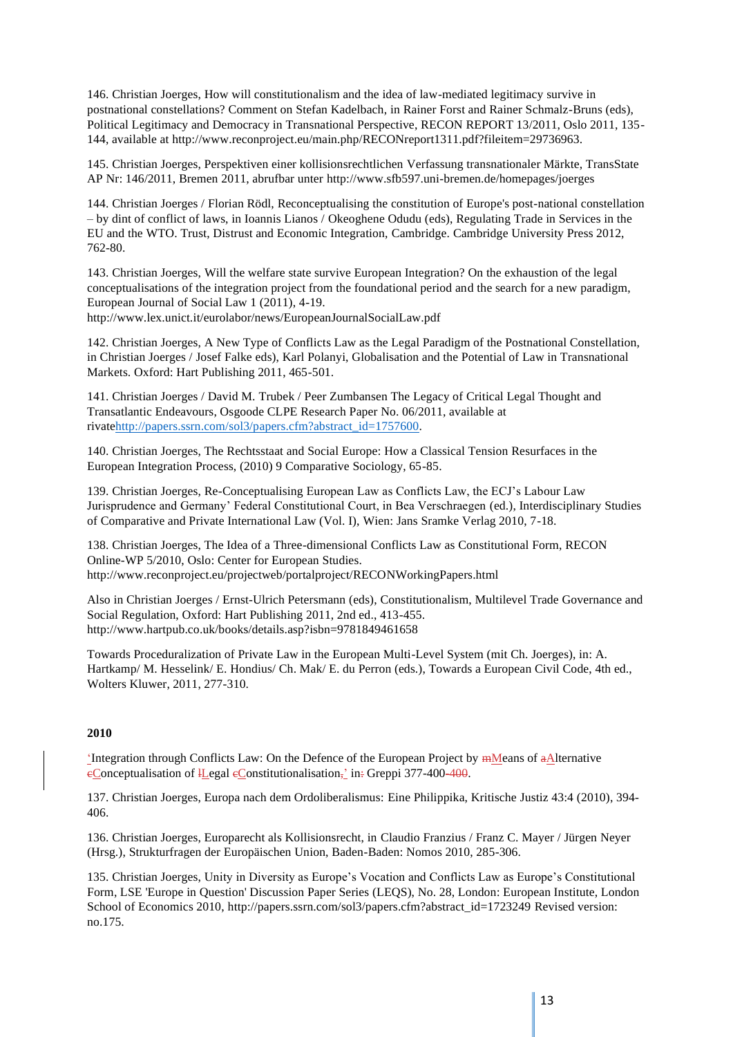146. Christian Joerges, How will constitutionalism and the idea of law-mediated legitimacy survive in postnational constellations? Comment on Stefan Kadelbach, in Rainer Forst and Rainer Schmalz-Bruns (eds), Political Legitimacy and Democracy in Transnational Perspective, RECON REPORT 13/2011, Oslo 2011, 135-144, available at http://www.reconproject.eu/main.php/RECONreport1311.pdf?fileitem=29736963.

145. Christian Joerges, Perspektiven einer kollisionsrechtlichen Verfassung transnationaler Märkte, TransState AP Nr: 146/2011, Bremen 2011, abrufbar unter http://www.sfb597.uni-bremen.de/homepages/joerges

144. Christian Joerges / Florian Rödl, Reconceptualising the constitution of Europe's post-national constellation – by dint of conflict of laws, in Ioannis Lianos / Okeoghene Odudu (eds), Regulating Trade in Services in the EU and the WTO. Trust, Distrust and Economic Integration, Cambridge. Cambridge University Press 2012, 762-80.

143. Christian Joerges, Will the welfare state survive European Integration? On the exhaustion of the legal conceptualisations of the integration project from the foundational period and the search for a new paradigm, European Journal of Social Law 1 (2011), 4-19.
http://www.lex.unict.it/eurolabor/news/EuropeanJournalSocialLaw.pdf

142. Christian Joerges, A New Type of Conflicts Law as the Legal Paradigm of the Postnational Constellation, in Christian Joerges / Josef Falke eds), Karl Polanyi, Globalisation and the Potential of Law in Transnational Markets. Oxford: Hart Publishing 2011, 465-501.

141. Christian Joerges / David M. Trubek / Peer Zumbansen The Legacy of Critical Legal Thought and Transatlantic Endeavours, Osgoode CLPE Research Paper No. 06/2011, available at rivatehttp://papers.ssrn.com/sol3/papers.cfm?abstract_id=1757600.

140. Christian Joerges, The Rechtsstaat and Social Europe: How a Classical Tension Resurfaces in the European Integration Process, (2010) 9 Comparative Sociology, 65-85.

139. Christian Joerges, Re-Conceptualising European Law as Conflicts Law, the ECJ's Labour Law Jurisprudence and Germany' Federal Constitutional Court, in Bea Verschraegen (ed.), Interdisciplinary Studies of Comparative and Private International Law (Vol. I), Wien: Jans Sramke Verlag 2010, 7-18.

138. Christian Joerges, The Idea of a Three-dimensional Conflicts Law as Constitutional Form, RECON Online-WP 5/2010, Oslo: Center for European Studies.
http://www.reconproject.eu/projectweb/portalproject/RECONWorkingPapers.html

Also in Christian Joerges / Ernst-Ulrich Petersmann (eds), Constitutionalism, Multilevel Trade Governance and Social Regulation, Oxford: Hart Publishing 2011, 2nd ed., 413-455.
http://www.hartpub.co.uk/books/details.asp?isbn=9781849461658

Towards Proceduralization of Private Law in the European Multi-Level System (mit Ch. Joerges), in: A. Hartkamp/ M. Hesselink/ E. Hondius/ Ch. Mak/ E. du Perron (eds.), Towards a European Civil Code, 4th ed., Wolters Kluwer, 2011, 277-310.

**2010**

'Integration through Conflicts Law: On the Defence of the European Project by ~~m~~Means of ~~a~~Alternative ~~c~~Conceptualisation of ~~l~~Legal ~~c~~Constitutionalisation,' in~~:~~ Greppi 377-400~~-400~~.

137. Christian Joerges, Europa nach dem Ordoliberalismus: Eine Philippika, Kritische Justiz 43:4 (2010), 394-406.

136. Christian Joerges, Europarecht als Kollisionsrecht, in Claudio Franzius / Franz C. Mayer / Jürgen Neyer (Hrsg.), Strukturfragen der Europäischen Union, Baden-Baden: Nomos 2010, 285-306.

135. Christian Joerges, Unity in Diversity as Europe's Vocation and Conflicts Law as Europe's Constitutional Form, LSE 'Europe in Question' Discussion Paper Series (LEQS), No. 28, London: European Institute, London School of Economics 2010, http://papers.ssrn.com/sol3/papers.cfm?abstract_id=1723249 Revised version: no.175.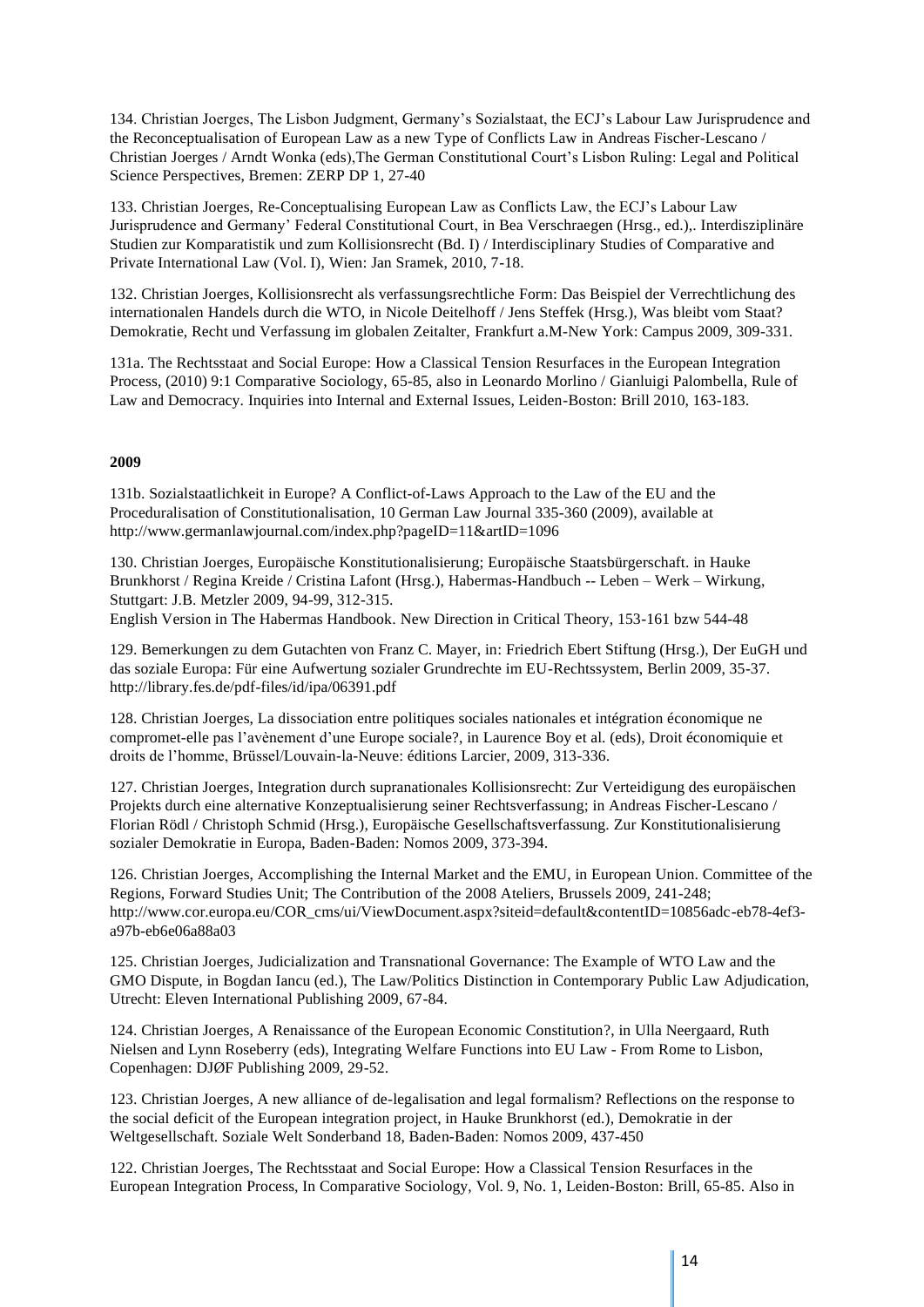134. Christian Joerges, The Lisbon Judgment, Germany's Sozialstaat, the ECJ's Labour Law Jurisprudence and the Reconceptualisation of European Law as a new Type of Conflicts Law in Andreas Fischer-Lescano / Christian Joerges / Arndt Wonka (eds),The German Constitutional Court's Lisbon Ruling: Legal and Political Science Perspectives, Bremen: ZERP DP 1, 27-40

133. Christian Joerges, Re-Conceptualising European Law as Conflicts Law, the ECJ's Labour Law Jurisprudence and Germany' Federal Constitutional Court, in Bea Verschraegen (Hrsg., ed.),. Interdisziplinäre Studien zur Komparatistik und zum Kollisionsrecht (Bd. I) / Interdisciplinary Studies of Comparative and Private International Law (Vol. I), Wien: Jan Sramek, 2010, 7-18.

132. Christian Joerges, Kollisionsrecht als verfassungsrechtliche Form: Das Beispiel der Verrechtlichung des internationalen Handels durch die WTO, in Nicole Deitelhoff / Jens Steffek (Hrsg.), Was bleibt vom Staat? Demokratie, Recht und Verfassung im globalen Zeitalter, Frankfurt a.M-New York: Campus 2009, 309-331.

131a. The Rechtsstaat and Social Europe: How a Classical Tension Resurfaces in the European Integration Process, (2010) 9:1 Comparative Sociology, 65-85, also in Leonardo Morlino / Gianluigi Palombella, Rule of Law and Democracy. Inquiries into Internal and External Issues, Leiden-Boston: Brill 2010, 163-183.

**2009**

131b. Sozialstaatlichkeit in Europe? A Conflict-of-Laws Approach to the Law of the EU and the Proceduralisation of Constitutionalisation, 10 German Law Journal 335-360 (2009), available at http://www.germanlawjournal.com/index.php?pageID=11&artID=1096

130. Christian Joerges, Europäische Konstitutionalisierung; Europäische Staatsbürgerschaft. in Hauke Brunkhorst / Regina Kreide / Cristina Lafont (Hrsg.), Habermas-Handbuch -- Leben – Werk – Wirkung, Stuttgart: J.B. Metzler 2009, 94-99, 312-315.
English Version in The Habermas Handbook. New Direction in Critical Theory, 153-161 bzw 544-48

129. Bemerkungen zu dem Gutachten von Franz C. Mayer, in: Friedrich Ebert Stiftung (Hrsg.), Der EuGH und das soziale Europa: Für eine Aufwertung sozialer Grundrechte im EU-Rechtssystem, Berlin 2009, 35-37. http://library.fes.de/pdf-files/id/ipa/06391.pdf

128. Christian Joerges, La dissociation entre politiques sociales nationales et intégration économique ne compromet-elle pas l'avènement d'une Europe sociale?, in Laurence Boy et al. (eds), Droit économiquie et droits de l'homme, Brüssel/Louvain-la-Neuve: éditions Larcier, 2009, 313-336.

127. Christian Joerges, Integration durch supranationales Kollisionsrecht: Zur Verteidigung des europäischen Projekts durch eine alternative Konzeptualisierung seiner Rechtsverfassung; in Andreas Fischer-Lescano / Florian Rödl / Christoph Schmid (Hrsg.), Europäische Gesellschaftsverfassung. Zur Konstitutionalisierung sozialer Demokratie in Europa, Baden-Baden: Nomos 2009, 373-394.

126. Christian Joerges, Accomplishing the Internal Market and the EMU, in European Union. Committee of the Regions, Forward Studies Unit; The Contribution of the 2008 Ateliers, Brussels 2009, 241-248; http://www.cor.europa.eu/COR_cms/ui/ViewDocument.aspx?siteid=default&contentID=10856adc-eb78-4ef3-a97b-eb6e06a88a03

125. Christian Joerges, Judicialization and Transnational Governance: The Example of WTO Law and the GMO Dispute, in Bogdan Iancu (ed.), The Law/Politics Distinction in Contemporary Public Law Adjudication, Utrecht: Eleven International Publishing 2009, 67-84.

124. Christian Joerges, A Renaissance of the European Economic Constitution?, in Ulla Neergaard, Ruth Nielsen and Lynn Roseberry (eds), Integrating Welfare Functions into EU Law - From Rome to Lisbon, Copenhagen: DJØF Publishing 2009, 29-52.

123. Christian Joerges, A new alliance of de-legalisation and legal formalism? Reflections on the response to the social deficit of the European integration project, in Hauke Brunkhorst (ed.), Demokratie in der Weltgesellschaft. Soziale Welt Sonderband 18, Baden-Baden: Nomos 2009, 437-450

122. Christian Joerges, The Rechtsstaat and Social Europe: How a Classical Tension Resurfaces in the European Integration Process, In Comparative Sociology, Vol. 9, No. 1, Leiden-Boston: Brill, 65-85. Also in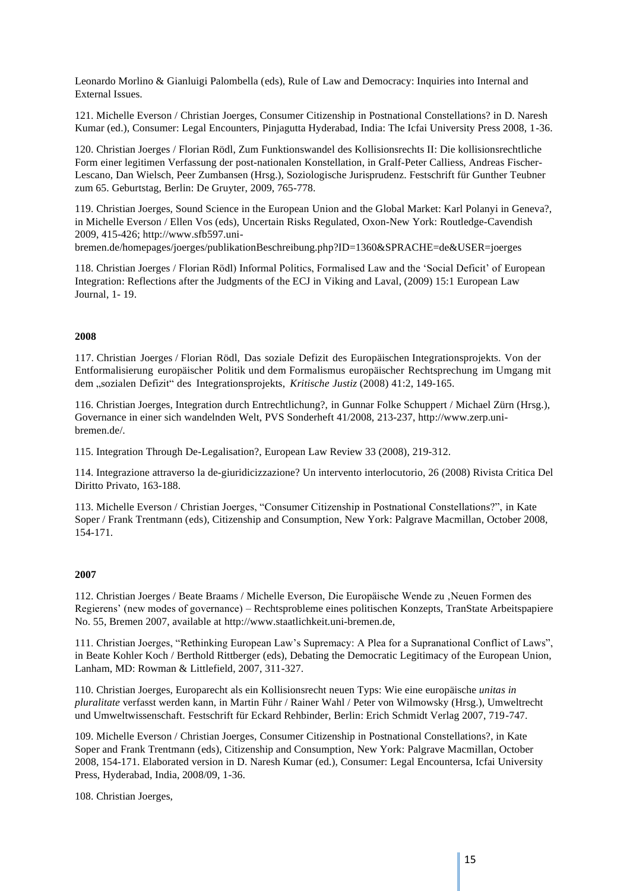Leonardo Morlino & Gianluigi Palombella (eds), Rule of Law and Democracy: Inquiries into Internal and External Issues.

121. Michelle Everson / Christian Joerges, Consumer Citizenship in Postnational Constellations? in D. Naresh Kumar (ed.), Consumer: Legal Encounters, Pinjagutta Hyderabad, India: The Icfai University Press 2008, 1-36.

120. Christian Joerges / Florian Rödl, Zum Funktionswandel des Kollisionsrechts II: Die kollisionsrechtliche Form einer legitimen Verfassung der post-nationalen Konstellation, in Gralf-Peter Calliess, Andreas Fischer-Lescano, Dan Wielsch, Peer Zumbansen (Hrsg.), Soziologische Jurisprudenz. Festschrift für Gunther Teubner zum 65. Geburtstag, Berlin: De Gruyter, 2009, 765-778.

119. Christian Joerges, Sound Science in the European Union and the Global Market: Karl Polanyi in Geneva?, in Michelle Everson / Ellen Vos (eds), Uncertain Risks Regulated, Oxon-New York: Routledge-Cavendish 2009, 415-426; http://www.sfb597.uni-bremen.de/homepages/joerges/publikationBeschreibung.php?ID=1360&SPRACHE=de&USER=joerges

118. Christian Joerges / Florian Rödl) Informal Politics, Formalised Law and the 'Social Deficit' of European Integration: Reflections after the Judgments of the ECJ in Viking and Laval, (2009) 15:1 European Law Journal, 1- 19.

**2008**

117. Christian Joerges / Florian Rödl, Das soziale Defizit des Europäischen Integrationsprojekts. Von der Entformalisierung europäischer Politik und dem Formalismus europäischer Rechtsprechung im Umgang mit dem „sozialen Defizit" des Integrationsprojekts, *Kritische Justiz* (2008) 41:2, 149-165.

116. Christian Joerges, Integration durch Entrechtlichung?, in Gunnar Folke Schuppert / Michael Zürn (Hrsg.), Governance in einer sich wandelnden Welt, PVS Sonderheft 41/2008, 213-237, http://www.zerp.uni-bremen.de/.

115. Integration Through De-Legalisation?, European Law Review 33 (2008), 219-312.

114. Integrazione attraverso la de-giuridicizzazione? Un intervento interlocutorio, 26 (2008) Rivista Critica Del Diritto Privato, 163-188.

113. Michelle Everson / Christian Joerges, "Consumer Citizenship in Postnational Constellations?", in Kate Soper / Frank Trentmann (eds), Citizenship and Consumption, New York: Palgrave Macmillan, October 2008, 154-171.

**2007**

112. Christian Joerges / Beate Braams / Michelle Everson, Die Europäische Wende zu ‚Neuen Formen des Regierens' (new modes of governance) – Rechtsprobleme eines politischen Konzepts, TranState Arbeitspapiere No. 55, Bremen 2007, available at http://www.staatlichkeit.uni-bremen.de,

111. Christian Joerges, "Rethinking European Law's Supremacy: A Plea for a Supranational Conflict of Laws", in Beate Kohler Koch / Berthold Rittberger (eds), Debating the Democratic Legitimacy of the European Union, Lanham, MD: Rowman & Littlefield, 2007, 311-327.

110. Christian Joerges, Europarecht als ein Kollisionsrecht neuen Typs: Wie eine europäische *unitas in pluralitate* verfasst werden kann, in Martin Führ / Rainer Wahl / Peter von Wilmowsky (Hrsg.), Umweltrecht und Umweltwissenschaft. Festschrift für Eckard Rehbinder, Berlin: Erich Schmidt Verlag 2007, 719-747.

109. Michelle Everson / Christian Joerges, Consumer Citizenship in Postnational Constellations?, in Kate Soper and Frank Trentmann (eds), Citizenship and Consumption, New York: Palgrave Macmillan, October 2008, 154-171. Elaborated version in D. Naresh Kumar (ed.), Consumer: Legal Encountersa, Icfai University Press, Hyderabad, India, 2008/09, 1-36.

108. Christian Joerges,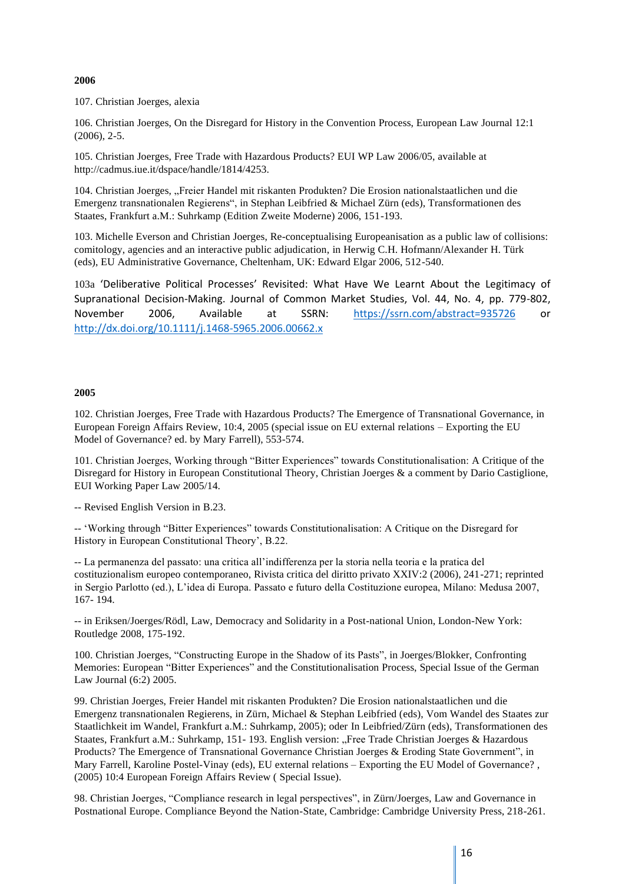**2006**

107. Christian Joerges, alexia

106. Christian Joerges, On the Disregard for History in the Convention Process, European Law Journal 12:1 (2006), 2-5.

105. Christian Joerges, Free Trade with Hazardous Products? EUI WP Law 2006/05, available at http://cadmus.iue.it/dspace/handle/1814/4253.

104. Christian Joerges, „Freier Handel mit riskanten Produkten? Die Erosion nationalstaatlichen und die Emergenz transnationalen Regierens", in Stephan Leibfried & Michael Zürn (eds), Transformationen des Staates, Frankfurt a.M.: Suhrkamp (Edition Zweite Moderne) 2006, 151-193.

103. Michelle Everson and Christian Joerges, Re-conceptualising Europeanisation as a public law of collisions: comitology, agencies and an interactive public adjudication, in Herwig C.H. Hofmann/Alexander H. Türk (eds), EU Administrative Governance, Cheltenham, UK: Edward Elgar 2006, 512-540.

103a 'Deliberative Political Processes' Revisited: What Have We Learnt About the Legitimacy of Supranational Decision-Making. Journal of Common Market Studies, Vol. 44, No. 4, pp. 779-802, November 2006, Available at SSRN: https://ssrn.com/abstract=935726 or http://dx.doi.org/10.1111/j.1468-5965.2006.00662.x

**2005**

102. Christian Joerges, Free Trade with Hazardous Products? The Emergence of Transnational Governance, in European Foreign Affairs Review, 10:4, 2005 (special issue on EU external relations – Exporting the EU Model of Governance? ed. by Mary Farrell), 553-574.

101. Christian Joerges, Working through "Bitter Experiences" towards Constitutionalisation: A Critique of the Disregard for History in European Constitutional Theory, Christian Joerges & a comment by Dario Castiglione, EUI Working Paper Law 2005/14.

-- Revised English Version in B.23.

-- 'Working through "Bitter Experiences" towards Constitutionalisation: A Critique on the Disregard for History in European Constitutional Theory', B.22.

-- La permanenza del passato: una critica all'indifferenza per la storia nella teoria e la pratica del costituzionalism europeo contemporaneo, Rivista critica del diritto privato XXIV:2 (2006), 241-271; reprinted in Sergio Parlotto (ed.), L'idea di Europa. Passato e futuro della Costituzione europea, Milano: Medusa 2007, 167- 194.

-- in Eriksen/Joerges/Rödl, Law, Democracy and Solidarity in a Post-national Union, London-New York: Routledge 2008, 175-192.

100. Christian Joerges, "Constructing Europe in the Shadow of its Pasts", in Joerges/Blokker, Confronting Memories: European "Bitter Experiences" and the Constitutionalisation Process, Special Issue of the German Law Journal (6:2) 2005.

99. Christian Joerges, Freier Handel mit riskanten Produkten? Die Erosion nationalstaatlichen und die Emergenz transnationalen Regierens, in Zürn, Michael & Stephan Leibfried (eds), Vom Wandel des Staates zur Staatlichkeit im Wandel, Frankfurt a.M.: Suhrkamp, 2005); oder In Leibfried/Zürn (eds), Transformationen des Staates, Frankfurt a.M.: Suhrkamp, 151- 193. English version: „Free Trade Christian Joerges & Hazardous Products? The Emergence of Transnational Governance Christian Joerges & Eroding State Government", in Mary Farrell, Karoline Postel-Vinay (eds), EU external relations – Exporting the EU Model of Governance? , (2005) 10:4 European Foreign Affairs Review ( Special Issue).

98. Christian Joerges, "Compliance research in legal perspectives", in Zürn/Joerges, Law and Governance in Postnational Europe. Compliance Beyond the Nation-State, Cambridge: Cambridge University Press, 218-261.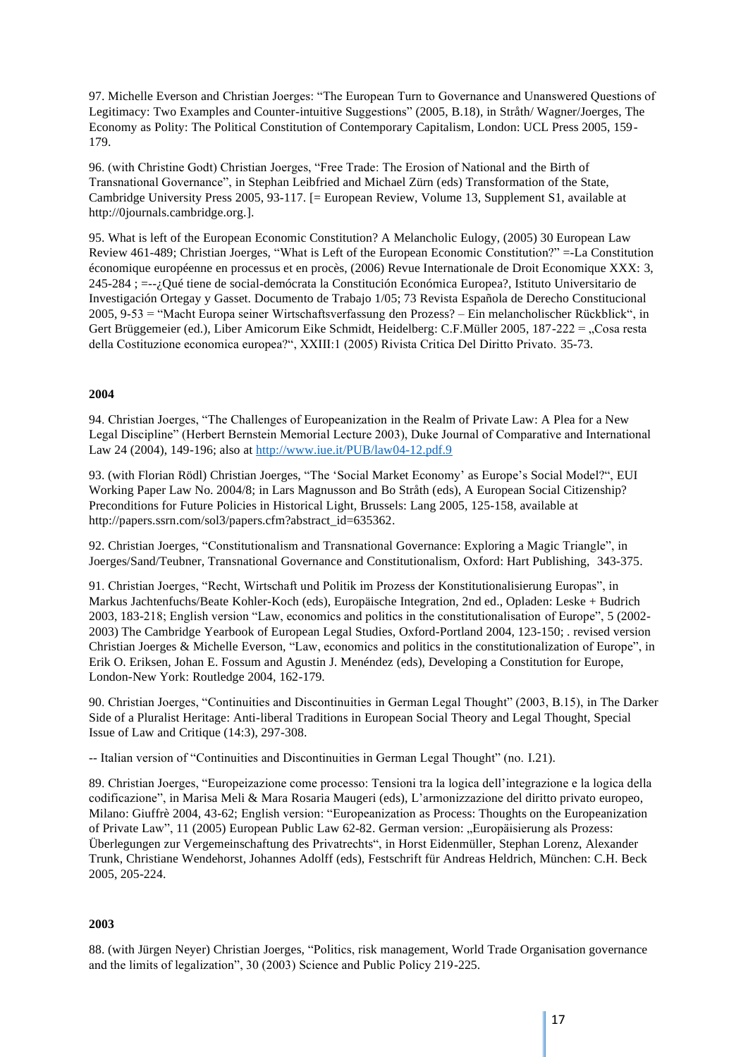97. Michelle Everson and Christian Joerges: "The European Turn to Governance and Unanswered Questions of Legitimacy: Two Examples and Counter-intuitive Suggestions" (2005, B.18), in Stråth/ Wagner/Joerges, The Economy as Polity: The Political Constitution of Contemporary Capitalism, London: UCL Press 2005, 159-179.

96. (with Christine Godt) Christian Joerges, "Free Trade: The Erosion of National and the Birth of Transnational Governance", in Stephan Leibfried and Michael Zürn (eds) Transformation of the State, Cambridge University Press 2005, 93-117. [= European Review, Volume 13, Supplement S1, available at http://0journals.cambridge.org.].

95. What is left of the European Economic Constitution? A Melancholic Eulogy, (2005) 30 European Law Review 461-489; Christian Joerges, "What is Left of the European Economic Constitution?" =-La Constitution économique européenne en processus et en procès, (2006) Revue Internationale de Droit Economique XXX: 3, 245-284 ; =--¿Qué tiene de social-demócrata la Constitución Económica Europea?, Istituto Universitario de Investigación Ortegay y Gasset. Documento de Trabajo 1/05; 73 Revista Española de Derecho Constitucional 2005, 9-53 = "Macht Europa seiner Wirtschaftsverfassung den Prozess? – Ein melancholischer Rückblick", in Gert Brüggemeier (ed.), Liber Amicorum Eike Schmidt, Heidelberg: C.F.Müller 2005, 187-222 = „Cosa resta della Costituzione economica europea?", XXIII:1 (2005) Rivista Critica Del Diritto Privato. 35-73.

**2004**

94. Christian Joerges, "The Challenges of Europeanization in the Realm of Private Law: A Plea for a New Legal Discipline" (Herbert Bernstein Memorial Lecture 2003), Duke Journal of Comparative and International Law 24 (2004), 149-196; also at http://www.iue.it/PUB/law04-12.pdf.9

93. (with Florian Rödl) Christian Joerges, "The 'Social Market Economy' as Europe's Social Model?", EUI Working Paper Law No. 2004/8; in Lars Magnusson and Bo Stråth (eds), A European Social Citizenship? Preconditions for Future Policies in Historical Light, Brussels: Lang 2005, 125-158, available at http://papers.ssrn.com/sol3/papers.cfm?abstract_id=635362.

92. Christian Joerges, "Constitutionalism and Transnational Governance: Exploring a Magic Triangle", in Joerges/Sand/Teubner, Transnational Governance and Constitutionalism, Oxford: Hart Publishing, 343-375.

91. Christian Joerges, "Recht, Wirtschaft und Politik im Prozess der Konstitutionalisierung Europas", in Markus Jachtenfuchs/Beate Kohler-Koch (eds), Europäische Integration, 2nd ed., Opladen: Leske + Budrich 2003, 183-218; English version "Law, economics and politics in the constitutionalisation of Europe", 5 (2002-2003) The Cambridge Yearbook of European Legal Studies, Oxford-Portland 2004, 123-150; . revised version Christian Joerges & Michelle Everson, "Law, economics and politics in the constitutionalization of Europe", in Erik O. Eriksen, Johan E. Fossum and Agustin J. Menéndez (eds), Developing a Constitution for Europe, London-New York: Routledge 2004, 162-179.

90. Christian Joerges, "Continuities and Discontinuities in German Legal Thought" (2003, B.15), in The Darker Side of a Pluralist Heritage: Anti-liberal Traditions in European Social Theory and Legal Thought, Special Issue of Law and Critique (14:3), 297-308.

-- Italian version of "Continuities and Discontinuities in German Legal Thought" (no. I.21).

89. Christian Joerges, "Europeizazione come processo: Tensioni tra la logica dell'integrazione e la logica della codificazione", in Marisa Meli & Mara Rosaria Maugeri (eds), L'armonizzazione del diritto privato europeo, Milano: Giuffrè 2004, 43-62; English version: "Europeanization as Process: Thoughts on the Europeanization of Private Law", 11 (2005) European Public Law 62-82. German version: „Europäisierung als Prozess: Überlegungen zur Vergemeinschaftung des Privatrechts", in Horst Eidenmüller, Stephan Lorenz, Alexander Trunk, Christiane Wendehorst, Johannes Adolff (eds), Festschrift für Andreas Heldrich, München: C.H. Beck 2005, 205-224.

**2003**

88. (with Jürgen Neyer) Christian Joerges, "Politics, risk management, World Trade Organisation governance and the limits of legalization", 30 (2003) Science and Public Policy 219-225.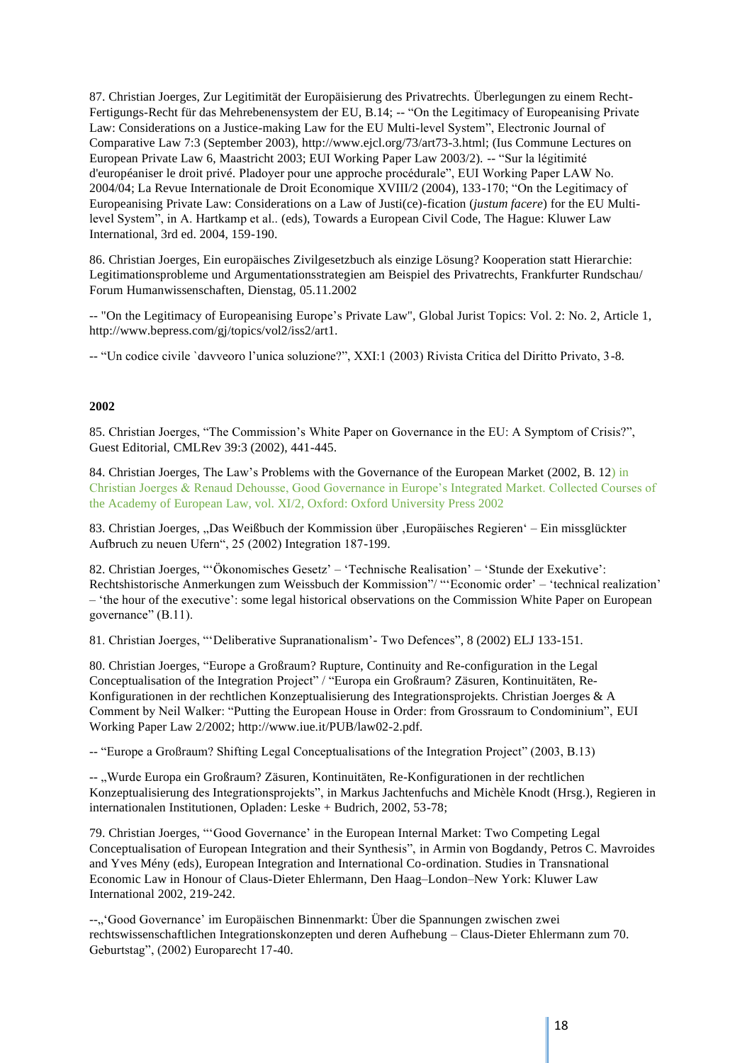87. Christian Joerges, Zur Legitimität der Europäisierung des Privatrechts. Überlegungen zu einem Recht-Fertigungs-Recht für das Mehrebenensystem der EU, B.14; -- "On the Legitimacy of Europeanising Private Law: Considerations on a Justice-making Law for the EU Multi-level System", Electronic Journal of Comparative Law 7:3 (September 2003), http://www.ejcl.org/73/art73-3.html; (Ius Commune Lectures on European Private Law 6, Maastricht 2003; EUI Working Paper Law 2003/2). -- "Sur la légitimité d'européaniser le droit privé. Pladoyer pour une approche procédurale", EUI Working Paper LAW No. 2004/04; La Revue Internationale de Droit Economique XVIII/2 (2004), 133-170; "On the Legitimacy of Europeanising Private Law: Considerations on a Law of Justi(ce)-fication (*justum facere*) for the EU Multi-level System", in A. Hartkamp et al.. (eds), Towards a European Civil Code, The Hague: Kluwer Law International, 3rd ed. 2004, 159-190.

86. Christian Joerges, Ein europäisches Zivilgesetzbuch als einzige Lösung? Kooperation statt Hierarchie: Legitimationsprobleme und Argumentationsstrategien am Beispiel des Privatrechts, Frankfurter Rundschau/ Forum Humanwissenschaften, Dienstag, 05.11.2002

-- "On the Legitimacy of Europeanising Europe's Private Law", Global Jurist Topics: Vol. 2: No. 2, Article 1, http://www.bepress.com/gj/topics/vol2/iss2/art1.

-- "Un codice civile `davveoro l'unica soluzione?", XXI:1 (2003) Rivista Critica del Diritto Privato, 3-8.

**2002**

85. Christian Joerges, "The Commission's White Paper on Governance in the EU: A Symptom of Crisis?", Guest Editorial, CMLRev 39:3 (2002), 441-445.

84. Christian Joerges, The Law's Problems with the Governance of the European Market (2002, B. 12) in Christian Joerges & Renaud Dehousse, Good Governance in Europe's Integrated Market. Collected Courses of the Academy of European Law, vol. XI/2, Oxford: Oxford University Press 2002

83. Christian Joerges, „Das Weißbuch der Kommission über ‚Europäisches Regieren' – Ein missglückter Aufbruch zu neuen Ufern", 25 (2002) Integration 187-199.

82. Christian Joerges, "'Ökonomisches Gesetz' – 'Technische Realisation' – 'Stunde der Exekutive': Rechtshistorische Anmerkungen zum Weissbuch der Kommission"/ "'Economic order' – 'technical realization' – 'the hour of the executive': some legal historical observations on the Commission White Paper on European governance" (B.11).

81. Christian Joerges, "'Deliberative Supranationalism'- Two Defences", 8 (2002) ELJ 133-151.

80. Christian Joerges, "Europe a Großraum? Rupture, Continuity and Re-configuration in the Legal Conceptualisation of the Integration Project" / "Europa ein Großraum? Zäsuren, Kontinuitäten, Re-Konfigurationen in der rechtlichen Konzeptualisierung des Integrationsprojekts. Christian Joerges & A Comment by Neil Walker: "Putting the European House in Order: from Grossraum to Condominium", EUI Working Paper Law 2/2002; http://www.iue.it/PUB/law02-2.pdf.

-- "Europe a Großraum? Shifting Legal Conceptualisations of the Integration Project" (2003, B.13)

-- „Wurde Europa ein Großraum? Zäsuren, Kontinuitäten, Re-Konfigurationen in der rechtlichen Konzeptualisierung des Integrationsprojekts", in Markus Jachtenfuchs and Michèle Knodt (Hrsg.), Regieren in internationalen Institutionen, Opladen: Leske + Budrich, 2002, 53-78;

79. Christian Joerges, "'Good Governance' in the European Internal Market: Two Competing Legal Conceptualisation of European Integration and their Synthesis", in Armin von Bogdandy, Petros C. Mavroides and Yves Mény (eds), European Integration and International Co-ordination. Studies in Transnational Economic Law in Honour of Claus-Dieter Ehlermann, Den Haag–London–New York: Kluwer Law International 2002, 219-242.

--„'Good Governance' im Europäischen Binnenmarkt: Über die Spannungen zwischen zwei rechtswissenschaftlichen Integrationskonzepten und deren Aufhebung – Claus-Dieter Ehlermann zum 70. Geburtstag", (2002) Europarecht 17-40.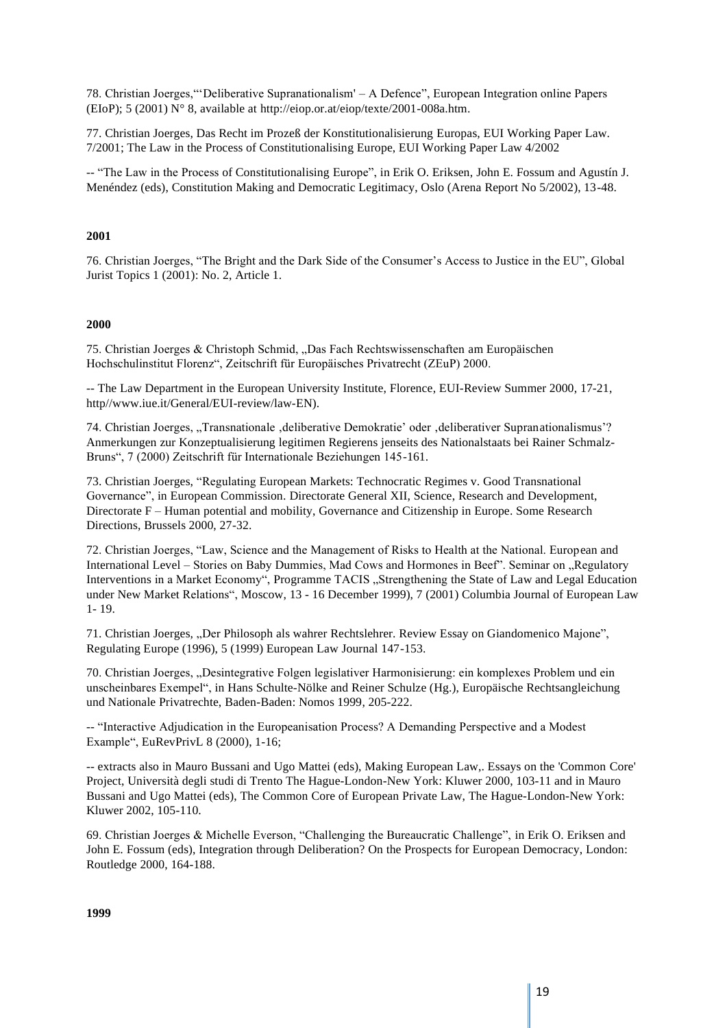78. Christian Joerges,"'Deliberative Supranationalism' – A Defence", European Integration online Papers (EIoP); 5 (2001) N° 8, available at http://eiop.or.at/eiop/texte/2001-008a.htm.

77. Christian Joerges, Das Recht im Prozeß der Konstitutionalisierung Europas, EUI Working Paper Law. 7/2001; The Law in the Process of Constitutionalising Europe, EUI Working Paper Law 4/2002

-- "The Law in the Process of Constitutionalising Europe", in Erik O. Eriksen, John E. Fossum and Agustín J. Menéndez (eds), Constitution Making and Democratic Legitimacy, Oslo (Arena Report No 5/2002), 13-48.

**2001**

76. Christian Joerges, "The Bright and the Dark Side of the Consumer's Access to Justice in the EU", Global Jurist Topics 1 (2001): No. 2, Article 1.

**2000**

75. Christian Joerges & Christoph Schmid, „Das Fach Rechtswissenschaften am Europäischen Hochschulinstitut Florenz", Zeitschrift für Europäisches Privatrecht (ZEuP) 2000.

-- The Law Department in the European University Institute, Florence, EUI-Review Summer 2000, 17-21, http//www.iue.it/General/EUI-review/law-EN).

74. Christian Joerges, „Transnationale ‚deliberative Demokratie' oder ‚deliberativer Supranationalismus'? Anmerkungen zur Konzeptualisierung legitimen Regierens jenseits des Nationalstaats bei Rainer Schmalz-Bruns", 7 (2000) Zeitschrift für Internationale Beziehungen 145-161.

73. Christian Joerges, "Regulating European Markets: Technocratic Regimes v. Good Transnational Governance", in European Commission. Directorate General XII, Science, Research and Development, Directorate F – Human potential and mobility, Governance and Citizenship in Europe. Some Research Directions, Brussels 2000, 27-32.

72. Christian Joerges, "Law, Science and the Management of Risks to Health at the National. European and International Level – Stories on Baby Dummies, Mad Cows and Hormones in Beef". Seminar on „Regulatory Interventions in a Market Economy", Programme TACIS „Strengthening the State of Law and Legal Education under New Market Relations", Moscow, 13 - 16 December 1999), 7 (2001) Columbia Journal of European Law 1- 19.

71. Christian Joerges, „Der Philosoph als wahrer Rechtslehrer. Review Essay on Giandomenico Majone", Regulating Europe (1996), 5 (1999) European Law Journal 147-153.

70. Christian Joerges, „Desintegrative Folgen legislativer Harmonisierung: ein komplexes Problem und ein unscheinbares Exempel", in Hans Schulte-Nölke and Reiner Schulze (Hg.), Europäische Rechtsangleichung und Nationale Privatrechte, Baden-Baden: Nomos 1999, 205-222.

-- "Interactive Adjudication in the Europeanisation Process? A Demanding Perspective and a Modest Example", EuRevPrivL 8 (2000), 1-16;

-- extracts also in Mauro Bussani and Ugo Mattei (eds), Making European Law,. Essays on the 'Common Core' Project, Università degli studi di Trento The Hague-London-New York: Kluwer 2000, 103-11 and in Mauro Bussani and Ugo Mattei (eds), The Common Core of European Private Law, The Hague-London-New York: Kluwer 2002, 105-110.

69. Christian Joerges & Michelle Everson, "Challenging the Bureaucratic Challenge", in Erik O. Eriksen and John E. Fossum (eds), Integration through Deliberation? On the Prospects for European Democracy, London: Routledge 2000, 164-188.

**1999**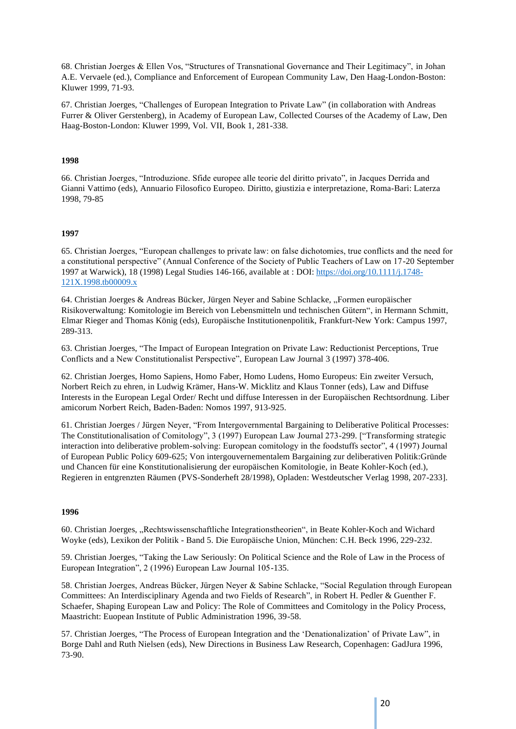68. Christian Joerges & Ellen Vos, "Structures of Transnational Governance and Their Legitimacy", in Johan A.E. Vervaele (ed.), Compliance and Enforcement of European Community Law, Den Haag-London-Boston: Kluwer 1999, 71-93.

67. Christian Joerges, "Challenges of European Integration to Private Law" (in collaboration with Andreas Furrer & Oliver Gerstenberg), in Academy of European Law, Collected Courses of the Academy of Law, Den Haag-Boston-London: Kluwer 1999, Vol. VII, Book 1, 281-338.

**1998**

66. Christian Joerges, "Introduzione. Sfide europee alle teorie del diritto privato", in Jacques Derrida and Gianni Vattimo (eds), Annuario Filosofico Europeo. Diritto, giustizia e interpretazione, Roma-Bari: Laterza 1998, 79-85

**1997**

65. Christian Joerges, "European challenges to private law: on false dichotomies, true conflicts and the need for a constitutional perspective" (Annual Conference of the Society of Public Teachers of Law on 17-20 September 1997 at Warwick), 18 (1998) Legal Studies 146-166, available at : DOI: https://doi.org/10.1111/j.1748-121X.1998.tb00009.x

64. Christian Joerges & Andreas Bücker, Jürgen Neyer and Sabine Schlacke, „Formen europäischer Risikoverwaltung: Komitologie im Bereich von Lebensmitteln und technischen Gütern", in Hermann Schmitt, Elmar Rieger and Thomas König (eds), Europäische Institutionenpolitik, Frankfurt-New York: Campus 1997, 289-313.

63. Christian Joerges, "The Impact of European Integration on Private Law: Reductionist Perceptions, True Conflicts and a New Constitutionalist Perspective", European Law Journal 3 (1997) 378-406.

62. Christian Joerges, Homo Sapiens, Homo Faber, Homo Ludens, Homo Europeus: Ein zweiter Versuch, Norbert Reich zu ehren, in Ludwig Krämer, Hans-W. Micklitz and Klaus Tonner (eds), Law and Diffuse Interests in the European Legal Order/ Recht und diffuse Interessen in der Europäischen Rechtsordnung. Liber amicorum Norbert Reich, Baden-Baden: Nomos 1997, 913-925.

61. Christian Joerges / Jürgen Neyer, "From Intergovernmental Bargaining to Deliberative Political Processes: The Constitutionalisation of Comitology", 3 (1997) European Law Journal 273-299. ["Transforming strategic interaction into deliberative problem-solving: European comitology in the foodstuffs sector", 4 (1997) Journal of European Public Policy 609-625; Von intergouvernementalem Bargaining zur deliberativen Politik:Gründe und Chancen für eine Konstitutionalisierung der europäischen Komitologie, in Beate Kohler-Koch (ed.), Regieren in entgrenzten Räumen (PVS-Sonderheft 28/1998), Opladen: Westdeutscher Verlag 1998, 207-233].

**1996**

60. Christian Joerges, „Rechtswissenschaftliche Integrationstheorien", in Beate Kohler-Koch and Wichard Woyke (eds), Lexikon der Politik - Band 5. Die Europäische Union, München: C.H. Beck 1996, 229-232.

59. Christian Joerges, "Taking the Law Seriously: On Political Science and the Role of Law in the Process of European Integration", 2 (1996) European Law Journal 105-135.

58. Christian Joerges, Andreas Bücker, Jürgen Neyer & Sabine Schlacke, "Social Regulation through European Committees: An Interdisciplinary Agenda and two Fields of Research", in Robert H. Pedler & Guenther F. Schaefer, Shaping European Law and Policy: The Role of Committees and Comitology in the Policy Process, Maastricht: Euopean Institute of Public Administration 1996, 39-58.

57. Christian Joerges, "The Process of European Integration and the 'Denationalization' of Private Law", in Borge Dahl and Ruth Nielsen (eds), New Directions in Business Law Research, Copenhagen: GadJura 1996, 73-90.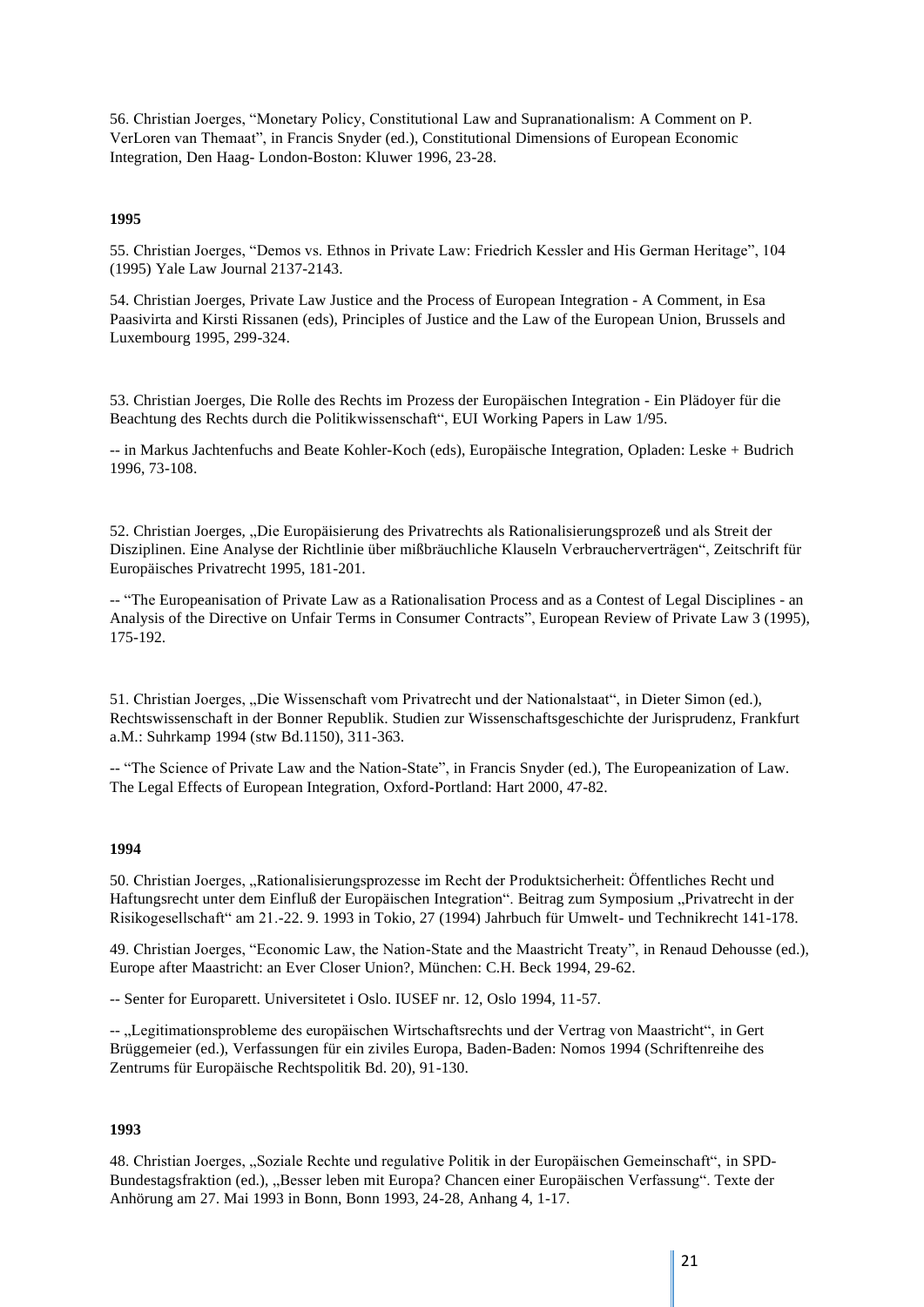56. Christian Joerges, "Monetary Policy, Constitutional Law and Supranationalism: A Comment on P. VerLoren van Themaat", in Francis Snyder (ed.), Constitutional Dimensions of European Economic Integration, Den Haag- London-Boston: Kluwer 1996, 23-28.

**1995**

55. Christian Joerges, "Demos vs. Ethnos in Private Law: Friedrich Kessler and His German Heritage", 104 (1995) Yale Law Journal 2137-2143.

54. Christian Joerges, Private Law Justice and the Process of European Integration - A Comment, in Esa Paasivirta and Kirsti Rissanen (eds), Principles of Justice and the Law of the European Union, Brussels and Luxembourg 1995, 299-324.

53. Christian Joerges, Die Rolle des Rechts im Prozess der Europäischen Integration - Ein Plädoyer für die Beachtung des Rechts durch die Politikwissenschaft", EUI Working Papers in Law 1/95.

-- in Markus Jachtenfuchs and Beate Kohler-Koch (eds), Europäische Integration, Opladen: Leske + Budrich 1996, 73-108.

52. Christian Joerges, „Die Europäisierung des Privatrechts als Rationalisierungsprozeß und als Streit der Disziplinen. Eine Analyse der Richtlinie über mißbräuchliche Klauseln Verbraucherverträgen", Zeitschrift für Europäisches Privatrecht 1995, 181-201.

-- "The Europeanisation of Private Law as a Rationalisation Process and as a Contest of Legal Disciplines - an Analysis of the Directive on Unfair Terms in Consumer Contracts", European Review of Private Law 3 (1995), 175-192.

51. Christian Joerges, „Die Wissenschaft vom Privatrecht und der Nationalstaat", in Dieter Simon (ed.), Rechtswissenschaft in der Bonner Republik. Studien zur Wissenschaftsgeschichte der Jurisprudenz, Frankfurt a.M.: Suhrkamp 1994 (stw Bd.1150), 311-363.

-- "The Science of Private Law and the Nation-State", in Francis Snyder (ed.), The Europeanization of Law. The Legal Effects of European Integration, Oxford-Portland: Hart 2000, 47-82.

**1994**

50. Christian Joerges, „Rationalisierungsprozesse im Recht der Produktsicherheit: Öffentliches Recht und Haftungsrecht unter dem Einfluß der Europäischen Integration". Beitrag zum Symposium „Privatrecht in der Risikogesellschaft" am 21.-22. 9. 1993 in Tokio, 27 (1994) Jahrbuch für Umwelt- und Technikrecht 141-178.

49. Christian Joerges, "Economic Law, the Nation-State and the Maastricht Treaty", in Renaud Dehousse (ed.), Europe after Maastricht: an Ever Closer Union?, München: C.H. Beck 1994, 29-62.

-- Senter for Europarett. Universitetet i Oslo. IUSEF nr. 12, Oslo 1994, 11-57.

-- „Legitimationsprobleme des europäischen Wirtschaftsrechts und der Vertrag von Maastricht", in Gert Brüggemeier (ed.), Verfassungen für ein ziviles Europa, Baden-Baden: Nomos 1994 (Schriftenreihe des Zentrums für Europäische Rechtspolitik Bd. 20), 91-130.

**1993**

48. Christian Joerges, „Soziale Rechte und regulative Politik in der Europäischen Gemeinschaft", in SPD-Bundestagsfraktion (ed.), „Besser leben mit Europa? Chancen einer Europäischen Verfassung". Texte der Anhörung am 27. Mai 1993 in Bonn, Bonn 1993, 24-28, Anhang 4, 1-17.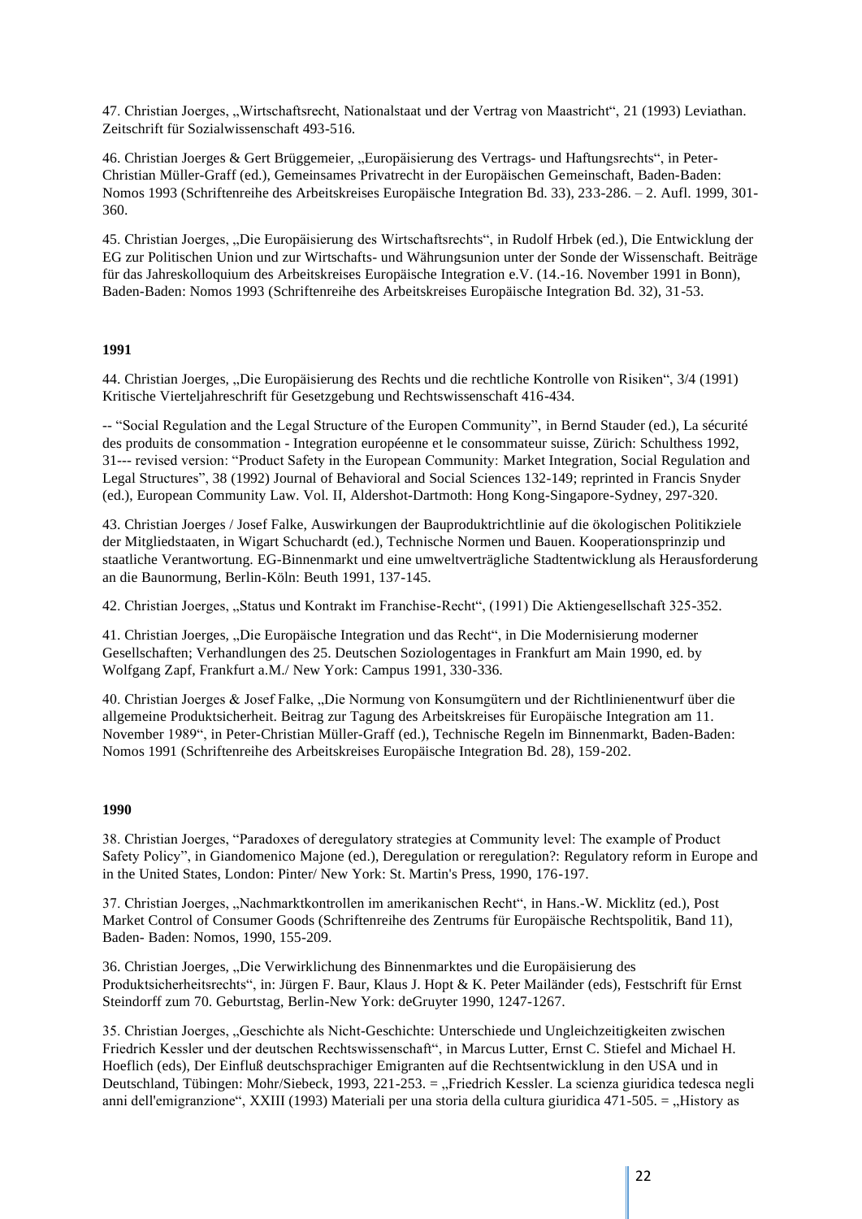47. Christian Joerges, „Wirtschaftsrecht, Nationalstaat und der Vertrag von Maastricht", 21 (1993) Leviathan. Zeitschrift für Sozialwissenschaft 493-516.

46. Christian Joerges & Gert Brüggemeier, „Europäisierung des Vertrags- und Haftungsrechts", in Peter-Christian Müller-Graff (ed.), Gemeinsames Privatrecht in der Europäischen Gemeinschaft, Baden-Baden: Nomos 1993 (Schriftenreihe des Arbeitskreises Europäische Integration Bd. 33), 233-286. – 2. Aufl. 1999, 301-360.

45. Christian Joerges, „Die Europäisierung des Wirtschaftsrechts", in Rudolf Hrbek (ed.), Die Entwicklung der EG zur Politischen Union und zur Wirtschafts- und Währungsunion unter der Sonde der Wissenschaft. Beiträge für das Jahreskolloquium des Arbeitskreises Europäische Integration e.V. (14.-16. November 1991 in Bonn), Baden-Baden: Nomos 1993 (Schriftenreihe des Arbeitskreises Europäische Integration Bd. 32), 31-53.

**1991**

44. Christian Joerges, „Die Europäisierung des Rechts und die rechtliche Kontrolle von Risiken", 3/4 (1991) Kritische Vierteljahreschrift für Gesetzgebung und Rechtswissenschaft 416-434.

-- "Social Regulation and the Legal Structure of the Europen Community", in Bernd Stauder (ed.), La sécurité des produits de consommation - Integration européenne et le consommateur suisse, Zürich: Schulthess 1992, 31--- revised version: "Product Safety in the European Community: Market Integration, Social Regulation and Legal Structures", 38 (1992) Journal of Behavioral and Social Sciences 132-149; reprinted in Francis Snyder (ed.), European Community Law. Vol. II, Aldershot-Dartmoth: Hong Kong-Singapore-Sydney, 297-320.

43. Christian Joerges / Josef Falke, Auswirkungen der Bauproduktrichtlinie auf die ökologischen Politikziele der Mitgliedstaaten, in Wigart Schuchardt (ed.), Technische Normen und Bauen. Kooperationsprinzip und staatliche Verantwortung. EG-Binnenmarkt und eine umweltverträgliche Stadtentwicklung als Herausforderung an die Baunormung, Berlin-Köln: Beuth 1991, 137-145.

42. Christian Joerges, „Status und Kontrakt im Franchise-Recht", (1991) Die Aktiengesellschaft 325-352.

41. Christian Joerges, „Die Europäische Integration und das Recht", in Die Modernisierung moderner Gesellschaften; Verhandlungen des 25. Deutschen Soziologentages in Frankfurt am Main 1990, ed. by Wolfgang Zapf, Frankfurt a.M./ New York: Campus 1991, 330-336.

40. Christian Joerges & Josef Falke, „Die Normung von Konsumgütern und der Richtlinienentwurf über die allgemeine Produktsicherheit. Beitrag zur Tagung des Arbeitskreises für Europäische Integration am 11. November 1989", in Peter-Christian Müller-Graff (ed.), Technische Regeln im Binnenmarkt, Baden-Baden: Nomos 1991 (Schriftenreihe des Arbeitskreises Europäische Integration Bd. 28), 159-202.

**1990**

38. Christian Joerges, "Paradoxes of deregulatory strategies at Community level: The example of Product Safety Policy", in Giandomenico Majone (ed.), Deregulation or reregulation?: Regulatory reform in Europe and in the United States, London: Pinter/ New York: St. Martin's Press, 1990, 176-197.

37. Christian Joerges, „Nachmarktkontrollen im amerikanischen Recht", in Hans.-W. Micklitz (ed.), Post Market Control of Consumer Goods (Schriftenreihe des Zentrums für Europäische Rechtspolitik, Band 11), Baden- Baden: Nomos, 1990, 155-209.

36. Christian Joerges, „Die Verwirklichung des Binnenmarktes und die Europäisierung des Produktsicherheitsrechts", in: Jürgen F. Baur, Klaus J. Hopt & K. Peter Mailänder (eds), Festschrift für Ernst Steindorff zum 70. Geburtstag, Berlin-New York: deGruyter 1990, 1247-1267.

35. Christian Joerges, „Geschichte als Nicht-Geschichte: Unterschiede und Ungleichzeitigkeiten zwischen Friedrich Kessler und der deutschen Rechtswissenschaft", in Marcus Lutter, Ernst C. Stiefel and Michael H. Hoeflich (eds), Der Einfluß deutschsprachiger Emigranten auf die Rechtsentwicklung in den USA und in Deutschland, Tübingen: Mohr/Siebeck, 1993, 221-253. = „Friedrich Kessler. La scienza giuridica tedesca negli anni dell'emigranzione", XXIII (1993) Materiali per una storia della cultura giuridica 471-505. = „History as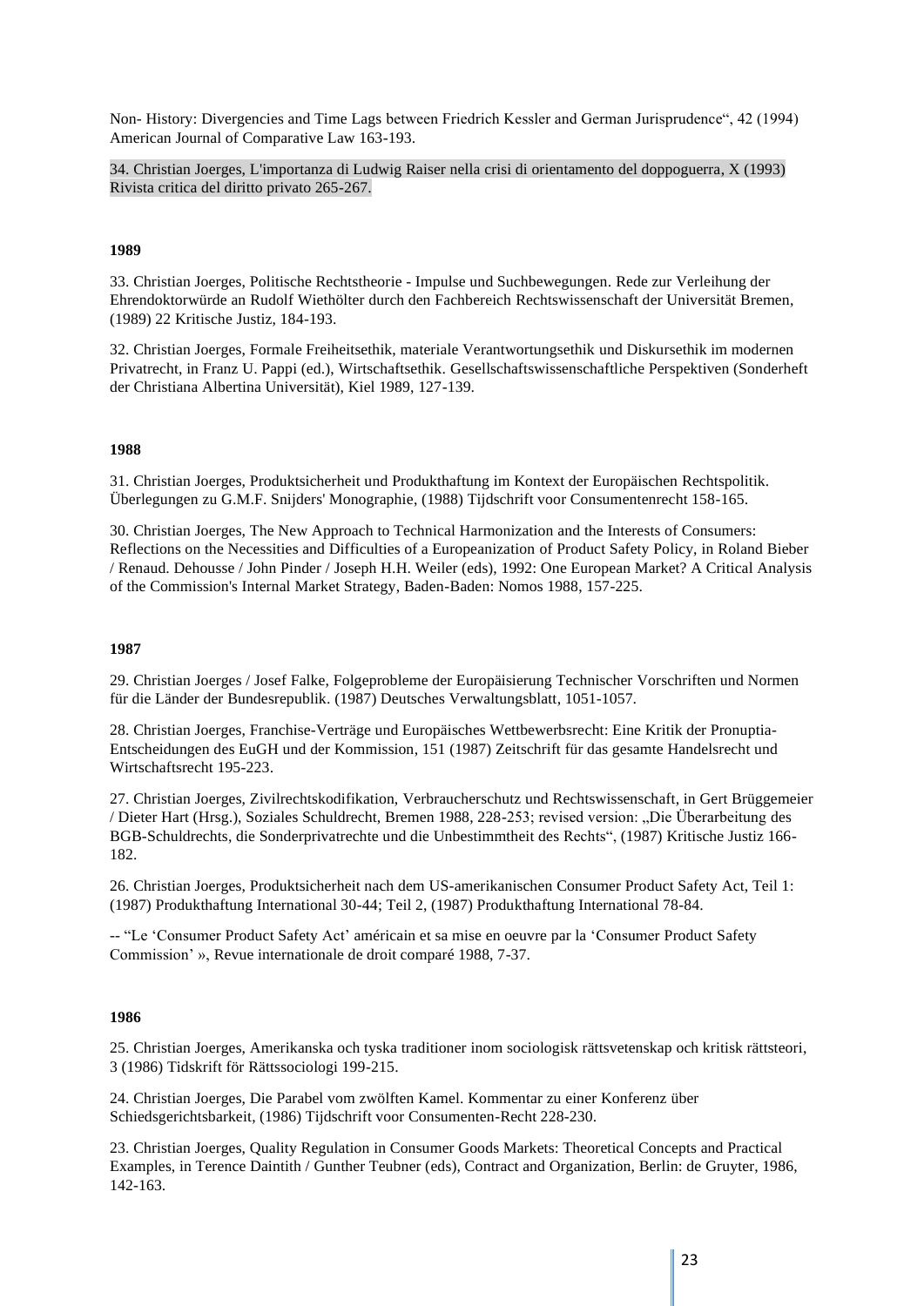Non- History: Divergencies and Time Lags between Friedrich Kessler and German Jurisprudence", 42 (1994) American Journal of Comparative Law 163-193.

34. Christian Joerges, L'importanza di Ludwig Raiser nella crisi di orientamento del doppoguerra, X (1993) Rivista critica del diritto privato 265-267.

**1989**

33. Christian Joerges, Politische Rechtstheorie - Impulse und Suchbewegungen. Rede zur Verleihung der Ehrendoktorwürde an Rudolf Wiethölter durch den Fachbereich Rechtswissenschaft der Universität Bremen, (1989) 22 Kritische Justiz, 184-193.

32. Christian Joerges, Formale Freiheitsethik, materiale Verantwortungsethik und Diskursethik im modernen Privatrecht, in Franz U. Pappi (ed.), Wirtschaftsethik. Gesellschaftswissenschaftliche Perspektiven (Sonderheft der Christiana Albertina Universität), Kiel 1989, 127-139.

**1988**

31. Christian Joerges, Produktsicherheit und Produkthaftung im Kontext der Europäischen Rechtspolitik. Überlegungen zu G.M.F. Snijders' Monographie, (1988) Tijdschrift voor Consumentenrecht 158-165.

30. Christian Joerges, The New Approach to Technical Harmonization and the Interests of Consumers: Reflections on the Necessities and Difficulties of a Europeanization of Product Safety Policy, in Roland Bieber / Renaud. Dehousse / John Pinder / Joseph H.H. Weiler (eds), 1992: One European Market? A Critical Analysis of the Commission's Internal Market Strategy, Baden-Baden: Nomos 1988, 157-225.

**1987**

29. Christian Joerges / Josef Falke, Folgeprobleme der Europäisierung Technischer Vorschriften und Normen für die Länder der Bundesrepublik. (1987) Deutsches Verwaltungsblatt, 1051-1057.

28. Christian Joerges, Franchise-Verträge und Europäisches Wettbewerbsrecht: Eine Kritik der Pronuptia-Entscheidungen des EuGH und der Kommission, 151 (1987) Zeitschrift für das gesamte Handelsrecht und Wirtschaftsrecht 195-223.

27. Christian Joerges, Zivilrechtskodifikation, Verbraucherschutz und Rechtswissenschaft, in Gert Brüggemeier / Dieter Hart (Hrsg.), Soziales Schuldrecht, Bremen 1988, 228-253; revised version: „Die Überarbeitung des BGB-Schuldrechts, die Sonderprivatrechte und die Unbestimmtheit des Rechts", (1987) Kritische Justiz 166-182.

26. Christian Joerges, Produktsicherheit nach dem US-amerikanischen Consumer Product Safety Act, Teil 1: (1987) Produkthaftung International 30-44; Teil 2, (1987) Produkthaftung International 78-84.

-- "Le 'Consumer Product Safety Act' américain et sa mise en oeuvre par la 'Consumer Product Safety Commission' », Revue internationale de droit comparé 1988, 7-37.

**1986**

25. Christian Joerges, Amerikanska och tyska traditioner inom sociologisk rättsvetenskap och kritisk rättsteori, 3 (1986) Tidskrift för Rättssociologi 199-215.

24. Christian Joerges, Die Parabel vom zwölften Kamel. Kommentar zu einer Konferenz über Schiedsgerichtsbarkeit, (1986) Tijdschrift voor Consumenten-Recht 228-230.

23. Christian Joerges, Quality Regulation in Consumer Goods Markets: Theoretical Concepts and Practical Examples, in Terence Daintith / Gunther Teubner (eds), Contract and Organization, Berlin: de Gruyter, 1986, 142-163.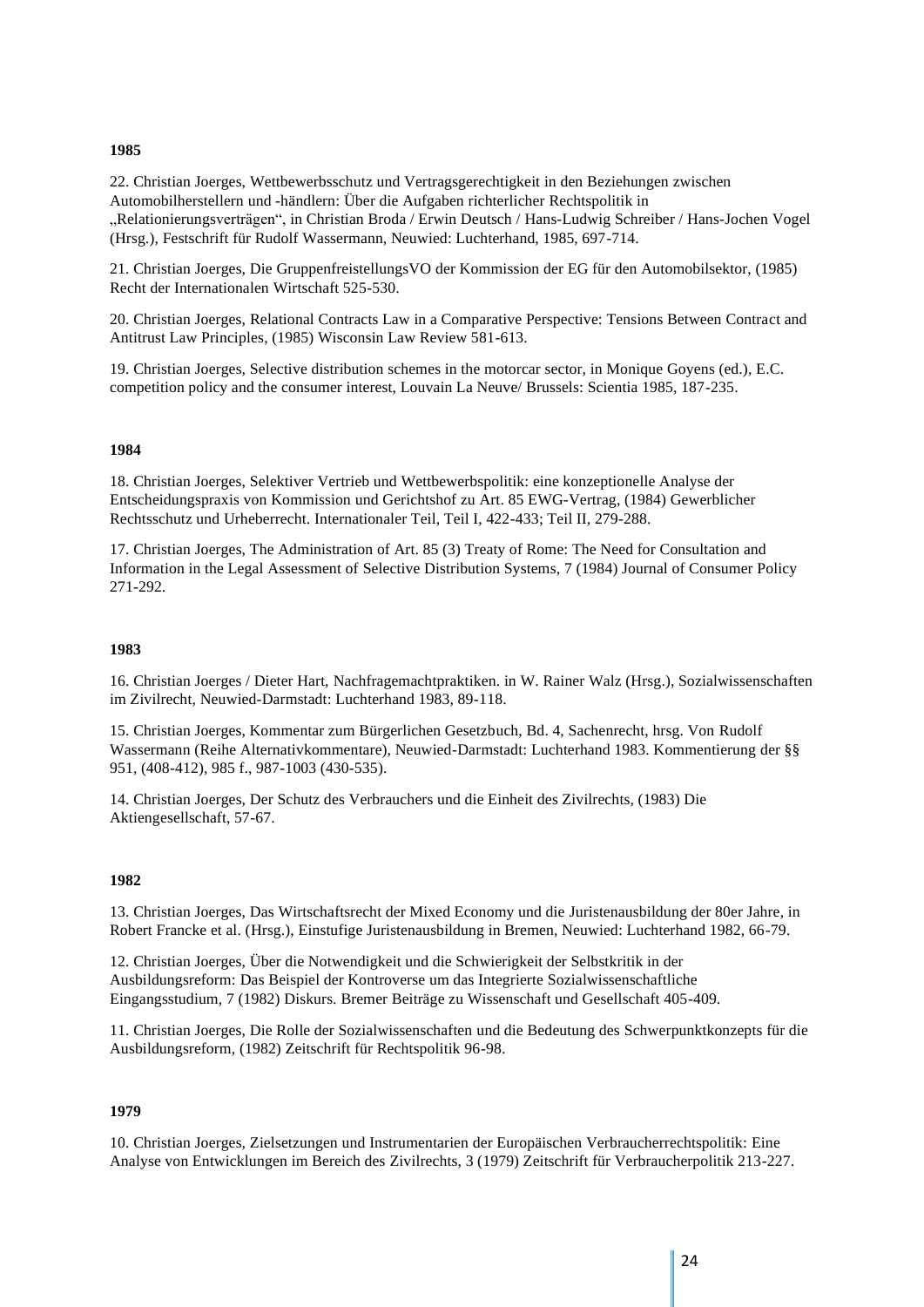**1985**

22. Christian Joerges, Wettbewerbsschutz und Vertragsgerechtigkeit in den Beziehungen zwischen Automobilherstellern und -händlern: Über die Aufgaben richterlicher Rechtspolitik in „Relationierungsverträgen", in Christian Broda / Erwin Deutsch / Hans-Ludwig Schreiber / Hans-Jochen Vogel (Hrsg.), Festschrift für Rudolf Wassermann, Neuwied: Luchterhand, 1985, 697-714.

21. Christian Joerges, Die GruppenfreistellungsVO der Kommission der EG für den Automobilsektor, (1985) Recht der Internationalen Wirtschaft 525-530.

20. Christian Joerges, Relational Contracts Law in a Comparative Perspective: Tensions Between Contract and Antitrust Law Principles, (1985) Wisconsin Law Review 581-613.

19. Christian Joerges, Selective distribution schemes in the motorcar sector, in Monique Goyens (ed.), E.C. competition policy and the consumer interest, Louvain La Neuve/ Brussels: Scientia 1985, 187-235.

**1984**

18. Christian Joerges, Selektiver Vertrieb und Wettbewerbspolitik: eine konzeptionelle Analyse der Entscheidungspraxis von Kommission und Gerichtshof zu Art. 85 EWG-Vertrag, (1984) Gewerblicher Rechtsschutz und Urheberrecht. Internationaler Teil, Teil I, 422-433; Teil II, 279-288.

17. Christian Joerges, The Administration of Art. 85 (3) Treaty of Rome: The Need for Consultation and Information in the Legal Assessment of Selective Distribution Systems, 7 (1984) Journal of Consumer Policy 271-292.

**1983**

16. Christian Joerges / Dieter Hart, Nachfragemachtpraktiken. in W. Rainer Walz (Hrsg.), Sozialwissenschaften im Zivilrecht, Neuwied-Darmstadt: Luchterhand 1983, 89-118.

15. Christian Joerges, Kommentar zum Bürgerlichen Gesetzbuch, Bd. 4, Sachenrecht, hrsg. Von Rudolf Wassermann (Reihe Alternativkommentare), Neuwied-Darmstadt: Luchterhand 1983. Kommentierung der §§ 951, (408-412), 985 f., 987-1003 (430-535).

14. Christian Joerges, Der Schutz des Verbrauchers und die Einheit des Zivilrechts, (1983) Die Aktiengesellschaft, 57-67.

**1982**

13. Christian Joerges, Das Wirtschaftsrecht der Mixed Economy und die Juristenausbildung der 80er Jahre, in Robert Francke et al. (Hrsg.), Einstufige Juristenausbildung in Bremen, Neuwied: Luchterhand 1982, 66-79.

12. Christian Joerges, Über die Notwendigkeit und die Schwierigkeit der Selbstkritik in der Ausbildungsreform: Das Beispiel der Kontroverse um das Integrierte Sozialwissenschaftliche Eingangsstudium, 7 (1982) Diskurs. Bremer Beiträge zu Wissenschaft und Gesellschaft 405-409.

11. Christian Joerges, Die Rolle der Sozialwissenschaften und die Bedeutung des Schwerpunktkonzepts für die Ausbildungsreform, (1982) Zeitschrift für Rechtspolitik 96-98.

**1979**

10. Christian Joerges, Zielsetzungen und Instrumentarien der Europäischen Verbraucherrechtspolitik: Eine Analyse von Entwicklungen im Bereich des Zivilrechts, 3 (1979) Zeitschrift für Verbraucherpolitik 213-227.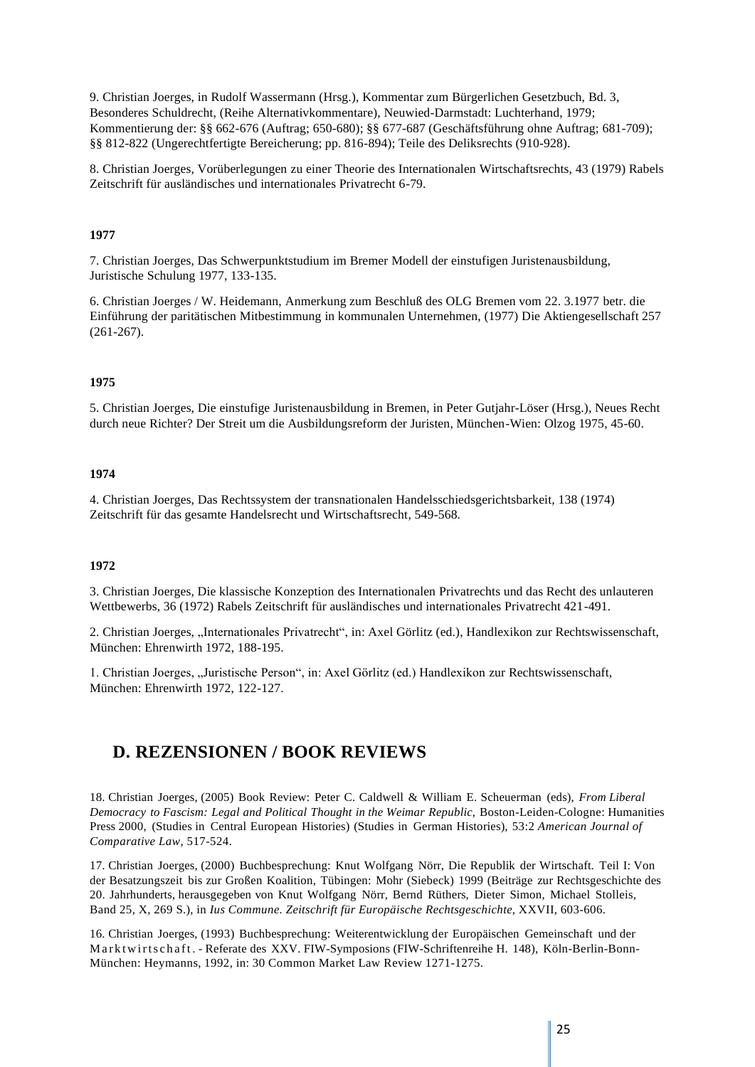9. Christian Joerges, in Rudolf Wassermann (Hrsg.), Kommentar zum Bürgerlichen Gesetzbuch, Bd. 3, Besonderes Schuldrecht, (Reihe Alternativkommentare), Neuwied-Darmstadt: Luchterhand, 1979; Kommentierung der: §§ 662-676 (Auftrag; 650-680); §§ 677-687 (Geschäftsführung ohne Auftrag; 681-709); §§ 812-822 (Ungerechtfertigte Bereicherung; pp. 816-894); Teile des Deliksrechts (910-928).

8. Christian Joerges, Vorüberlegungen zu einer Theorie des Internationalen Wirtschaftsrechts, 43 (1979) Rabels Zeitschrift für ausländisches und internationales Privatrecht 6-79.

**1977**

7. Christian Joerges, Das Schwerpunktstudium im Bremer Modell der einstufigen Juristenausbildung, Juristische Schulung 1977, 133-135.

6. Christian Joerges / W. Heidemann, Anmerkung zum Beschluß des OLG Bremen vom 22. 3.1977 betr. die Einführung der paritätischen Mitbestimmung in kommunalen Unternehmen, (1977) Die Aktiengesellschaft 257 (261-267).

**1975**

5. Christian Joerges, Die einstufige Juristenausbildung in Bremen, in Peter Gutjahr-Löser (Hrsg.), Neues Recht durch neue Richter? Der Streit um die Ausbildungsreform der Juristen, München-Wien: Olzog 1975, 45-60.

**1974**

4. Christian Joerges, Das Rechtssystem der transnationalen Handelsschiedsgerichtsbarkeit, 138 (1974) Zeitschrift für das gesamte Handelsrecht und Wirtschaftsrecht, 549-568.

**1972**

3. Christian Joerges, Die klassische Konzeption des Internationalen Privatrechts und das Recht des unlauteren Wettbewerbs, 36 (1972) Rabels Zeitschrift für ausländisches und internationales Privatrecht 421-491.

2. Christian Joerges, „Internationales Privatrecht“, in: Axel Görlitz (ed.), Handlexikon zur Rechtswissenschaft, München: Ehrenwirth 1972, 188-195.

1. Christian Joerges, „Juristische Person“, in: Axel Görlitz (ed.) Handlexikon zur Rechtswissenschaft, München: Ehrenwirth 1972, 122-127.

## D. REZENSIONEN / BOOK REVIEWS

18. Christian Joerges, (2005) Book Review: Peter C. Caldwell & William E. Scheuerman (eds), *From Liberal Democracy to Fascism: Legal and Political Thought in the Weimar Republic*, Boston-Leiden-Cologne: Humanities Press 2000, (Studies in Central European Histories) (Studies in German Histories), 53:2 *American Journal of Comparative Law*, 517-524.

17. Christian Joerges, (2000) Buchbesprechung: Knut Wolfgang Nörr, Die Republik der Wirtschaft. Teil I: Von der Besatzungszeit bis zur Großen Koalition, Tübingen: Mohr (Siebeck) 1999 (Beiträge zur Rechtsgeschichte des 20. Jahrhunderts, herausgegeben von Knut Wolfgang Nörr, Bernd Rüthers, Dieter Simon, Michael Stolleis, Band 25, X, 269 S.), in *Ius Commune. Zeitschrift für Europäische Rechtsgeschichte*, XXVII, 603-606.

16. Christian Joerges, (1993) Buchbesprechung: Weiterentwicklung der Europäischen Gemeinschaft und der Marktwirtschaft. - Referate des XXV. FIW-Symposions (FIW-Schriftenreihe H. 148), Köln-Berlin-Bonn-München: Heymanns, 1992, in: 30 Common Market Law Review 1271-1275.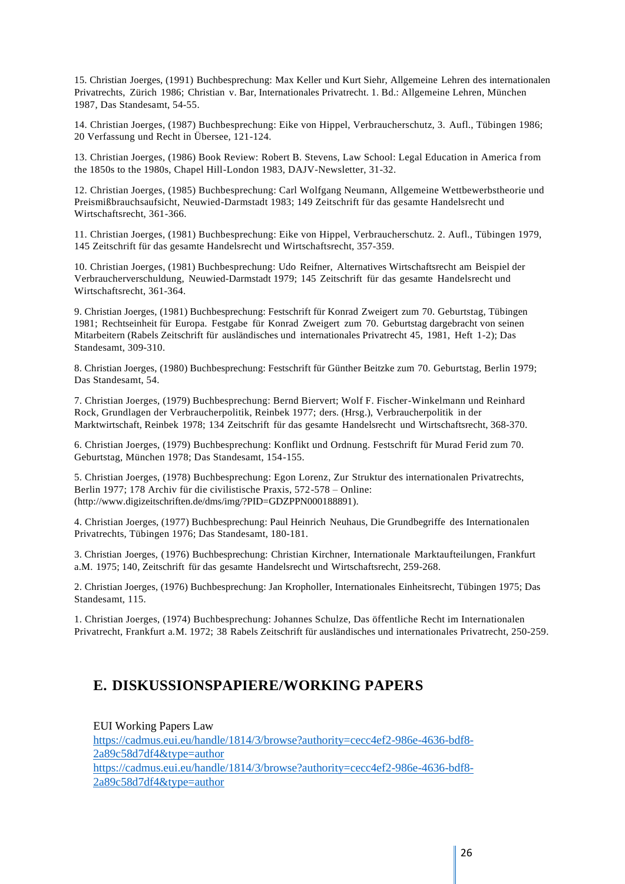15. Christian Joerges, (1991) Buchbesprechung: Max Keller und Kurt Siehr, Allgemeine Lehren des internationalen Privatrechts, Zürich 1986; Christian v. Bar, Internationales Privatrecht. 1. Bd.: Allgemeine Lehren, München 1987, Das Standesamt, 54-55.

14. Christian Joerges, (1987) Buchbesprechung: Eike von Hippel, Verbraucherschutz, 3. Aufl., Tübingen 1986; 20 Verfassung und Recht in Übersee, 121-124.

13. Christian Joerges, (1986) Book Review: Robert B. Stevens, Law School: Legal Education in America from the 1850s to the 1980s, Chapel Hill-London 1983, DAJV-Newsletter, 31-32.

12. Christian Joerges, (1985) Buchbesprechung: Carl Wolfgang Neumann, Allgemeine Wettbewerbstheorie und Preismißbrauchsaufsicht, Neuwied-Darmstadt 1983; 149 Zeitschrift für das gesamte Handelsrecht und Wirtschaftsrecht, 361-366.

11. Christian Joerges, (1981) Buchbesprechung: Eike von Hippel, Verbraucherschutz. 2. Aufl., Tübingen 1979, 145 Zeitschrift für das gesamte Handelsrecht und Wirtschaftsrecht, 357-359.

10. Christian Joerges, (1981) Buchbesprechung: Udo Reifner, Alternatives Wirtschaftsrecht am Beispiel der Verbraucherverschuldung, Neuwied-Darmstadt 1979; 145 Zeitschrift für das gesamte Handelsrecht und Wirtschaftsrecht, 361-364.

9. Christian Joerges, (1981) Buchbesprechung: Festschrift für Konrad Zweigert zum 70. Geburtstag, Tübingen 1981; Rechtseinheit für Europa. Festgabe für Konrad Zweigert zum 70. Geburtstag dargebracht von seinen Mitarbeitern (Rabels Zeitschrift für ausländisches und internationales Privatrecht 45, 1981, Heft 1-2); Das Standesamt, 309-310.

8. Christian Joerges, (1980) Buchbesprechung: Festschrift für Günther Beitzke zum 70. Geburtstag, Berlin 1979; Das Standesamt, 54.

7. Christian Joerges, (1979) Buchbesprechung: Bernd Biervert; Wolf F. Fischer-Winkelmann und Reinhard Rock, Grundlagen der Verbraucherpolitik, Reinbek 1977; ders. (Hrsg.), Verbraucherpolitik in der Marktwirtschaft, Reinbek 1978; 134 Zeitschrift für das gesamte Handelsrecht und Wirtschaftsrecht, 368-370.

6. Christian Joerges, (1979) Buchbesprechung: Konflikt und Ordnung. Festschrift für Murad Ferid zum 70. Geburtstag, München 1978; Das Standesamt, 154-155.

5. Christian Joerges, (1978) Buchbesprechung: Egon Lorenz, Zur Struktur des internationalen Privatrechts, Berlin 1977; 178 Archiv für die civilistische Praxis, 572-578 – Online: (http://www.digizeitschriften.de/dms/img/?PID=GDZPPN000188891).

4. Christian Joerges, (1977) Buchbesprechung: Paul Heinrich Neuhaus, Die Grundbegriffe des Internationalen Privatrechts, Tübingen 1976; Das Standesamt, 180-181.

3. Christian Joerges, (1976) Buchbesprechung: Christian Kirchner, Internationale Marktaufteilungen, Frankfurt a.M. 1975; 140, Zeitschrift für das gesamte Handelsrecht und Wirtschaftsrecht, 259-268.

2. Christian Joerges, (1976) Buchbesprechung: Jan Kropholler, Internationales Einheitsrecht, Tübingen 1975; Das Standesamt, 115.

1. Christian Joerges, (1974) Buchbesprechung: Johannes Schulze, Das öffentliche Recht im Internationalen Privatrecht, Frankfurt a.M. 1972; 38 Rabels Zeitschrift für ausländisches und internationales Privatrecht, 250-259.

## E. DISKUSSIONSPAPIERE/WORKING PAPERS

EUI Working Papers Law
https://cadmus.eui.eu/handle/1814/3/browse?authority=cecc4ef2-986e-4636-bdf8-2a89c58d7df4&type=author
https://cadmus.eui.eu/handle/1814/3/browse?authority=cecc4ef2-986e-4636-bdf8-2a89c58d7df4&type=author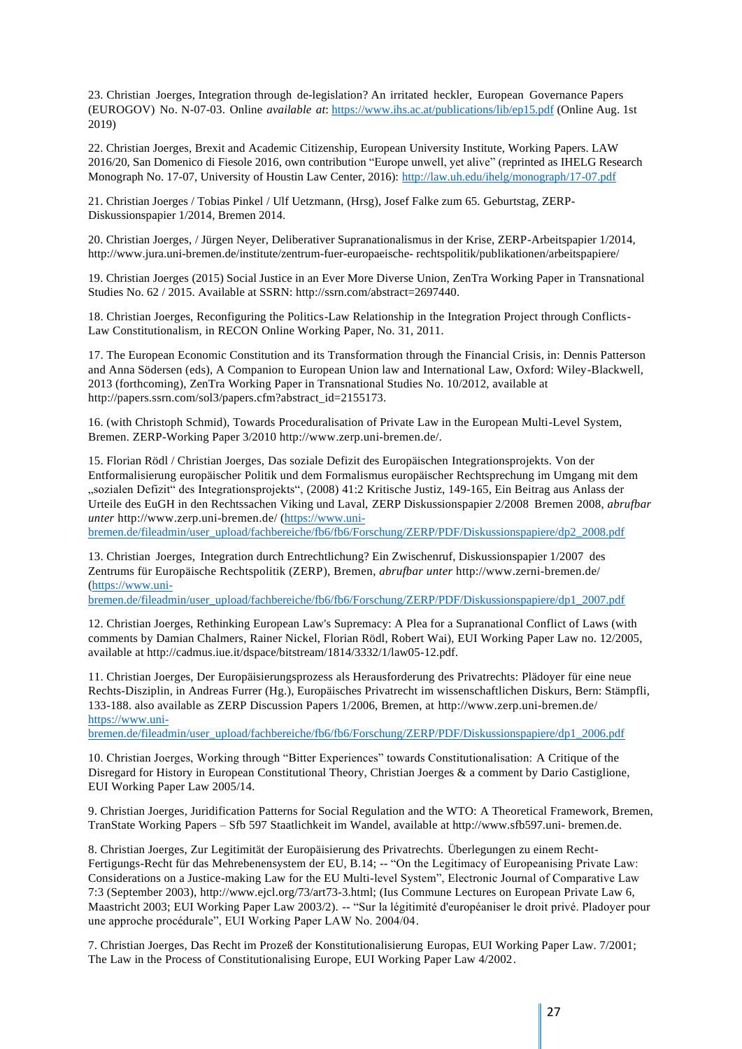23. Christian Joerges, Integration through de-legislation? An irritated heckler, European Governance Papers (EUROGOV) No. N-07-03. Online *available at*: https://www.ihs.ac.at/publications/lib/ep15.pdf (Online Aug. 1st 2019)

22. Christian Joerges, Brexit and Academic Citizenship, European University Institute, Working Papers. LAW 2016/20, San Domenico di Fiesole 2016, own contribution "Europe unwell, yet alive" (reprinted as IHELG Research Monograph No. 17-07, University of Houstin Law Center, 2016): http://law.uh.edu/ihelg/monograph/17-07.pdf

21. Christian Joerges / Tobias Pinkel / Ulf Uetzmann, (Hrsg), Josef Falke zum 65. Geburtstag, ZERP-Diskussionspapier 1/2014, Bremen 2014.

20. Christian Joerges, / Jürgen Neyer, Deliberativer Supranationalismus in der Krise, ZERP-Arbeitspapier 1/2014, http://www.jura.uni-bremen.de/institute/zentrum-fuer-europaeische- rechtspolitik/publikationen/arbeitspapiere/

19. Christian Joerges (2015) Social Justice in an Ever More Diverse Union, ZenTra Working Paper in Transnational Studies No. 62 / 2015. Available at SSRN: http://ssrn.com/abstract=2697440.

18. Christian Joerges, Reconfiguring the Politics-Law Relationship in the Integration Project through Conflicts-Law Constitutionalism, in RECON Online Working Paper, No. 31, 2011.

17. The European Economic Constitution and its Transformation through the Financial Crisis, in: Dennis Patterson and Anna Södersen (eds), A Companion to European Union law and International Law, Oxford: Wiley-Blackwell, 2013 (forthcoming), ZenTra Working Paper in Transnational Studies No. 10/2012, available at http://papers.ssrn.com/sol3/papers.cfm?abstract_id=2155173.

16. (with Christoph Schmid), Towards Proceduralisation of Private Law in the European Multi-Level System, Bremen. ZERP-Working Paper 3/2010 http://www.zerp.uni-bremen.de/.

15. Florian Rödl / Christian Joerges, Das soziale Defizit des Europäischen Integrationsprojekts. Von der Entformalisierung europäischer Politik und dem Formalismus europäischer Rechtsprechung im Umgang mit dem „sozialen Defizit" des Integrationsprojekts", (2008) 41:2 Kritische Justiz, 149-165, Ein Beitrag aus Anlass der Urteile des EuGH in den Rechtssachen Viking und Laval, ZERP Diskussionspapier 2/2008 Bremen 2008, *abrufbar unter* http://www.zerp.uni-bremen.de/ (https://www.uni-bremen.de/fileadmin/user_upload/fachbereiche/fb6/fb6/Forschung/ZERP/PDF/Diskussionspapiere/dp2_2008.pdf

13. Christian Joerges, Integration durch Entrechtlichung? Ein Zwischenruf, Diskussionspapier 1/2007 des Zentrums für Europäische Rechtspolitik (ZERP), Bremen, *abrufbar unter* http://www.zerni-bremen.de/ (https://www.uni-bremen.de/fileadmin/user_upload/fachbereiche/fb6/fb6/Forschung/ZERP/PDF/Diskussionspapiere/dp1_2007.pdf

12. Christian Joerges, Rethinking European Law's Supremacy: A Plea for a Supranational Conflict of Laws (with comments by Damian Chalmers, Rainer Nickel, Florian Rödl, Robert Wai), EUI Working Paper Law no. 12/2005, available at http://cadmus.iue.it/dspace/bitstream/1814/3332/1/law05-12.pdf.

11. Christian Joerges, Der Europäisierungsprozess als Herausforderung des Privatrechts: Plädoyer für eine neue Rechts-Disziplin, in Andreas Furrer (Hg.), Europäisches Privatrecht im wissenschaftlichen Diskurs, Bern: Stämpfli, 133-188. also available as ZERP Discussion Papers 1/2006, Bremen, at http://www.zerp.uni-bremen.de/ https://www.uni-bremen.de/fileadmin/user_upload/fachbereiche/fb6/fb6/Forschung/ZERP/PDF/Diskussionspapiere/dp1_2006.pdf

10. Christian Joerges, Working through "Bitter Experiences" towards Constitutionalisation: A Critique of the Disregard for History in European Constitutional Theory, Christian Joerges & a comment by Dario Castiglione, EUI Working Paper Law 2005/14.

9. Christian Joerges, Juridification Patterns for Social Regulation and the WTO: A Theoretical Framework, Bremen, TranState Working Papers – Sfb 597 Staatlichkeit im Wandel, available at http://www.sfb597.uni- bremen.de.

8. Christian Joerges, Zur Legitimität der Europäisierung des Privatrechts. Überlegungen zu einem Recht-Fertigungs-Recht für das Mehrebenensystem der EU, B.14; -- "On the Legitimacy of Europeanising Private Law: Considerations on a Justice-making Law for the EU Multi-level System", Electronic Journal of Comparative Law 7:3 (September 2003), http://www.ejcl.org/73/art73-3.html; (Ius Commune Lectures on European Private Law 6, Maastricht 2003; EUI Working Paper Law 2003/2). -- "Sur la légitimité d'européaniser le droit privé. Pladoyer pour une approche procédurale", EUI Working Paper LAW No. 2004/04.

7. Christian Joerges, Das Recht im Prozeß der Konstitutionalisierung Europas, EUI Working Paper Law. 7/2001; The Law in the Process of Constitutionalising Europe, EUI Working Paper Law 4/2002.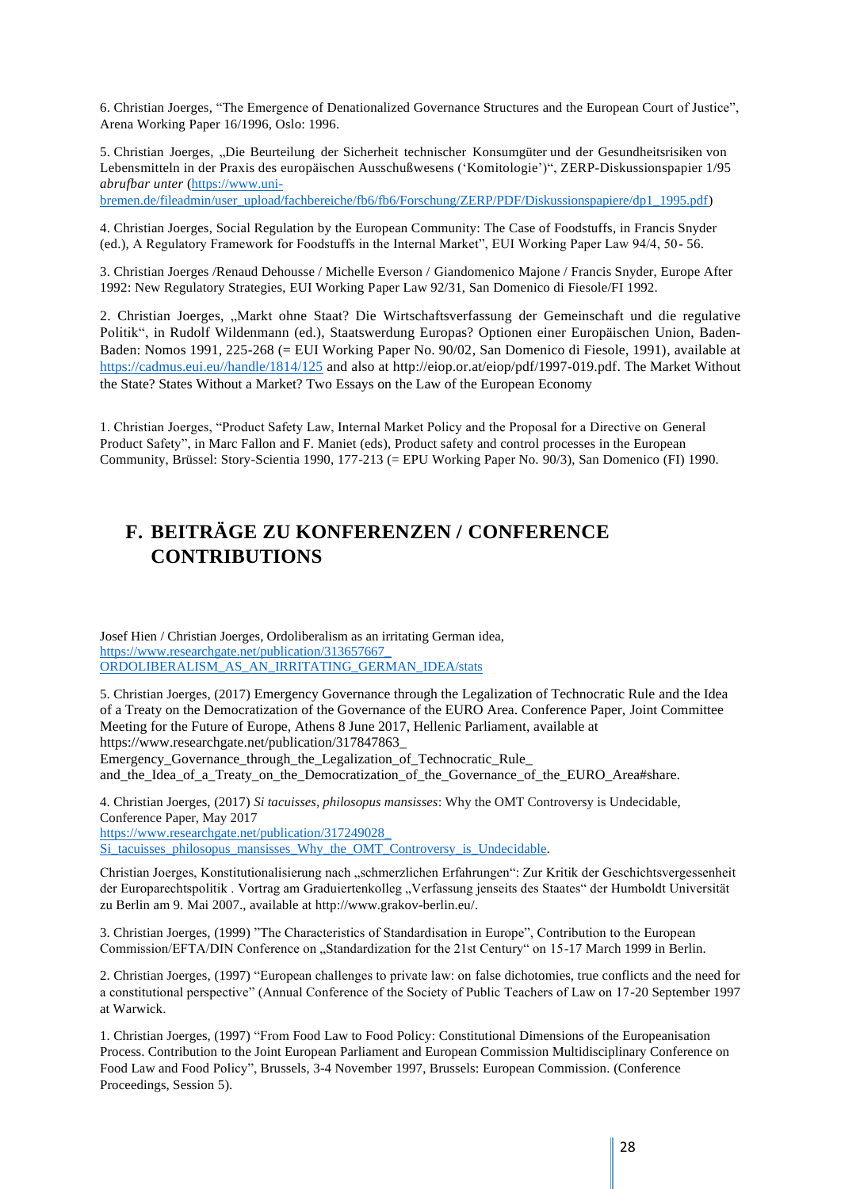6. Christian Joerges, "The Emergence of Denationalized Governance Structures and the European Court of Justice", Arena Working Paper 16/1996, Oslo: 1996.

5. Christian Joerges, „Die Beurteilung der Sicherheit technischer Konsumgüter und der Gesundheitsrisiken von Lebensmitteln in der Praxis des europäischen Ausschußwesens ('Komitologie')", ZERP-Diskussionspapier 1/95 *abrufbar unter* (https://www.uni-bremen.de/fileadmin/user_upload/fachbereiche/fb6/fb6/Forschung/ZERP/PDF/Diskussionspapiere/dp1_1995.pdf)

4. Christian Joerges, Social Regulation by the European Community: The Case of Foodstuffs, in Francis Snyder (ed.), A Regulatory Framework for Foodstuffs in the Internal Market", EUI Working Paper Law 94/4, 50- 56.

3. Christian Joerges /Renaud Dehousse / Michelle Everson / Giandomenico Majone / Francis Snyder, Europe After 1992: New Regulatory Strategies, EUI Working Paper Law 92/31, San Domenico di Fiesole/FI 1992.

2. Christian Joerges, „Markt ohne Staat? Die Wirtschaftsverfassung der Gemeinschaft und die regulative Politik", in Rudolf Wildenmann (ed.), Staatswerdung Europas? Optionen einer Europäischen Union, Baden-Baden: Nomos 1991, 225-268 (= EUI Working Paper No. 90/02, San Domenico di Fiesole, 1991), available at https://cadmus.eui.eu//handle/1814/125 and also at http://eiop.or.at/eiop/pdf/1997-019.pdf. The Market Without the State? States Without a Market? Two Essays on the Law of the European Economy

1. Christian Joerges, "Product Safety Law, Internal Market Policy and the Proposal for a Directive on General Product Safety", in Marc Fallon and F. Maniet (eds), Product safety and control processes in the European Community, Brüssel: Story-Scientia 1990, 177-213 (= EPU Working Paper No. 90/3), San Domenico (FI) 1990.

## F. BEITRÄGE ZU KONFERENZEN / CONFERENCE CONTRIBUTIONS

Josef Hien / Christian Joerges, Ordoliberalism as an irritating German idea, https://www.researchgate.net/publication/313657667_ORDOLIBERALISM_AS_AN_IRRITATING_GERMAN_IDEA/stats

5. Christian Joerges, (2017) Emergency Governance through the Legalization of Technocratic Rule and the Idea of a Treaty on the Democratization of the Governance of the EURO Area. Conference Paper, Joint Committee Meeting for the Future of Europe, Athens 8 June 2017, Hellenic Parliament, available at https://www.researchgate.net/publication/317847863_Emergency_Governance_through_the_Legalization_of_Technocratic_Rule_and_the_Idea_of_a_Treaty_on_the_Democratization_of_the_Governance_of_the_EURO_Area#share.

4. Christian Joerges, (2017) *Si tacuisses, philosopus mansisses*: Why the OMT Controversy is Undecidable, Conference Paper, May 2017 https://www.researchgate.net/publication/317249028_Si_tacuisses_philosopus_mansisses_Why_the_OMT_Controversy_is_Undecidable.

Christian Joerges, Konstitutionalisierung nach „schmerzlichen Erfahrungen": Zur Kritik der Geschichtsvergessenheit der Europarechtspolitik . Vortrag am Graduiertenkolleg „Verfassung jenseits des Staates" der Humboldt Universität zu Berlin am 9. Mai 2007., available at http://www.grakov-berlin.eu/.

3. Christian Joerges, (1999) "The Characteristics of Standardisation in Europe", Contribution to the European Commission/EFTA/DIN Conference on „Standardization for the 21st Century" on 15-17 March 1999 in Berlin.

2. Christian Joerges, (1997) "European challenges to private law: on false dichotomies, true conflicts and the need for a constitutional perspective" (Annual Conference of the Society of Public Teachers of Law on 17-20 September 1997 at Warwick.

1. Christian Joerges, (1997) "From Food Law to Food Policy: Constitutional Dimensions of the Europeanisation Process. Contribution to the Joint European Parliament and European Commission Multidisciplinary Conference on Food Law and Food Policy", Brussels, 3-4 November 1997, Brussels: European Commission. (Conference Proceedings, Session 5).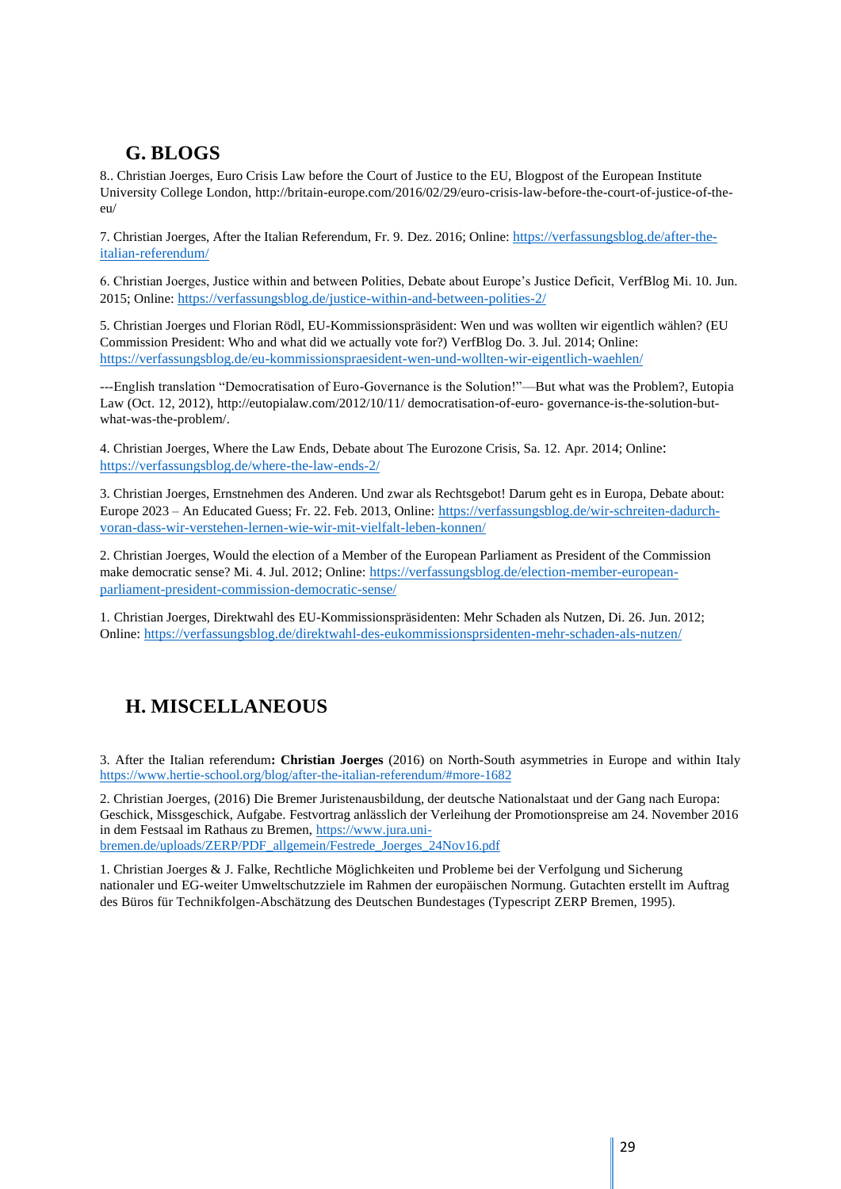## G. BLOGS

8.. Christian Joerges, Euro Crisis Law before the Court of Justice to the EU, Blogpost of the European Institute University College London, http://britain-europe.com/2016/02/29/euro-crisis-law-before-the-court-of-justice-of-the-eu/

7. Christian Joerges, After the Italian Referendum, Fr. 9. Dez. 2016; Online: https://verfassungsblog.de/after-the-italian-referendum/

6. Christian Joerges, Justice within and between Polities, Debate about Europe's Justice Deficit, VerfBlog Mi. 10. Jun. 2015; Online: https://verfassungsblog.de/justice-within-and-between-polities-2/

5. Christian Joerges und Florian Rödl, EU-Kommissionspräsident: Wen und was wollten wir eigentlich wählen? (EU Commission President: Who and what did we actually vote for?) VerfBlog Do. 3. Jul. 2014; Online: https://verfassungsblog.de/eu-kommissionspraesident-wen-und-wollten-wir-eigentlich-waehlen/

---English translation "Democratisation of Euro-Governance is the Solution!"—But what was the Problem?, Eutopia Law (Oct. 12, 2012), http://eutopialaw.com/2012/10/11/ democratisation-of-euro- governance-is-the-solution-but-what-was-the-problem/.

4. Christian Joerges, Where the Law Ends, Debate about The Eurozone Crisis, Sa. 12. Apr. 2014; Online: https://verfassungsblog.de/where-the-law-ends-2/

3. Christian Joerges, Ernstnehmen des Anderen. Und zwar als Rechtsgebot! Darum geht es in Europa, Debate about: Europe 2023 – An Educated Guess; Fr. 22. Feb. 2013, Online: https://verfassungsblog.de/wir-schreiten-dadurch-voran-dass-wir-verstehen-lernen-wie-wir-mit-vielfalt-leben-konnen/

2. Christian Joerges, Would the election of a Member of the European Parliament as President of the Commission make democratic sense? Mi. 4. Jul. 2012; Online: https://verfassungsblog.de/election-member-european-parliament-president-commission-democratic-sense/

1. Christian Joerges, Direktwahl des EU-Kommissionspräsidenten: Mehr Schaden als Nutzen, Di. 26. Jun. 2012; Online: https://verfassungsblog.de/direktwahl-des-eukommissionsprsidenten-mehr-schaden-als-nutzen/

## H. MISCELLANEOUS

3. After the Italian referendum**: Christian Joerges** (2016) on North-South asymmetries in Europe and within Italy https://www.hertie-school.org/blog/after-the-italian-referendum/#more-1682

2. Christian Joerges, (2016) Die Bremer Juristenausbildung, der deutsche Nationalstaat und der Gang nach Europa: Geschick, Missgeschick, Aufgabe. Festvortrag anlässlich der Verleihung der Promotionspreise am 24. November 2016 in dem Festsaal im Rathaus zu Bremen, https://www.jura.uni-bremen.de/uploads/ZERP/PDF_allgemein/Festrede_Joerges_24Nov16.pdf

1. Christian Joerges & J. Falke, Rechtliche Möglichkeiten und Probleme bei der Verfolgung und Sicherung nationaler und EG-weiter Umweltschutzziele im Rahmen der europäischen Normung. Gutachten erstellt im Auftrag des Büros für Technikfolgen-Abschätzung des Deutschen Bundestages (Typescript ZERP Bremen, 1995).